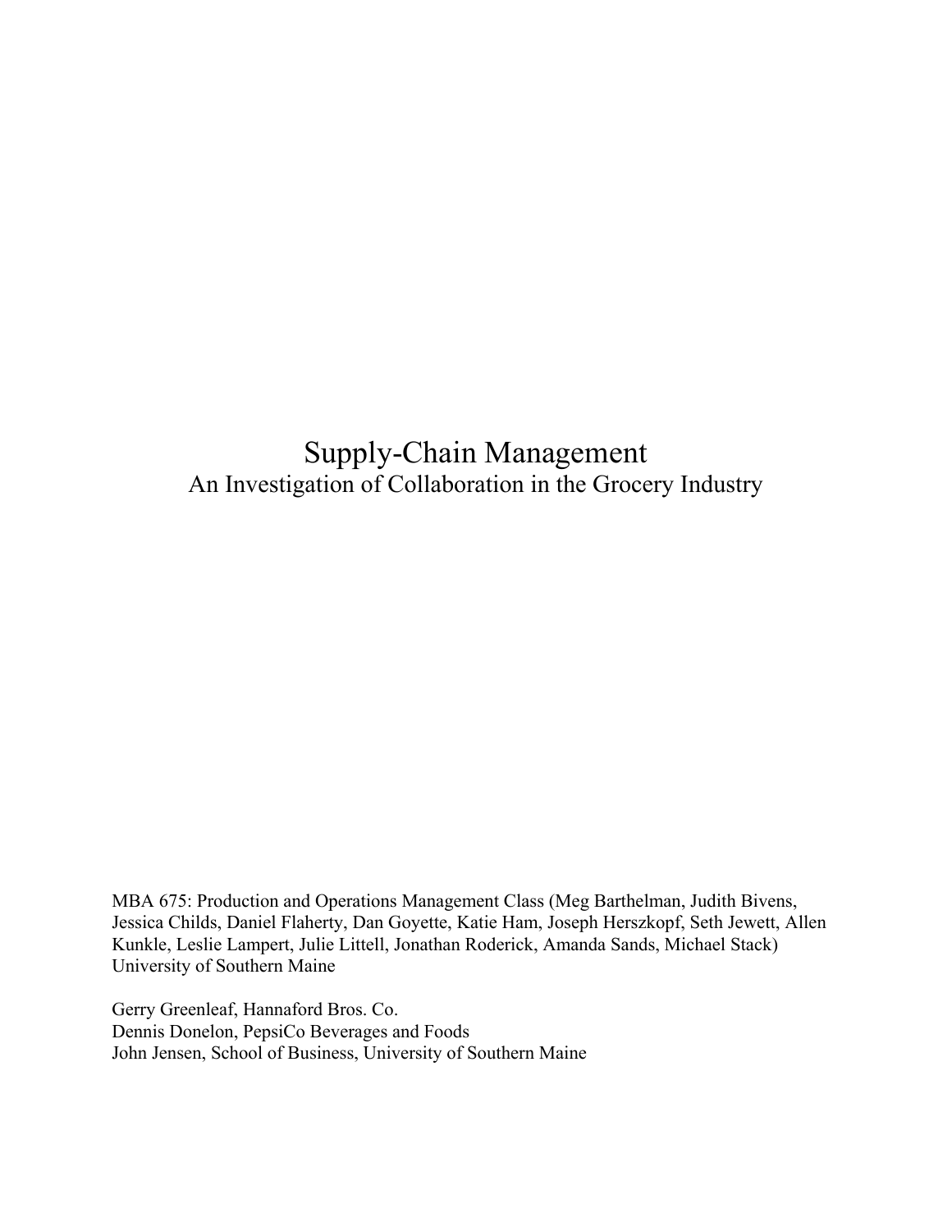# Supply-Chain Management

## An Investigation of Collaboration in the Grocery Industry

MBA 675: Production and Operations Management Class (Meg Barthelman, Judith Bivens, Jessica Childs, Daniel Flaherty, Dan Goyette, Katie Ham, Joseph Herszkopf, Seth Jewett, Allen Kunkle, Leslie Lampert, Julie Littell, Jonathan Roderick, Amanda Sands, Michael Stack)
University of Southern Maine

Gerry Greenleaf, Hannaford Bros. Co.
Dennis Donelon, PepsiCo Beverages and Foods
John Jensen, School of Business, University of Southern Maine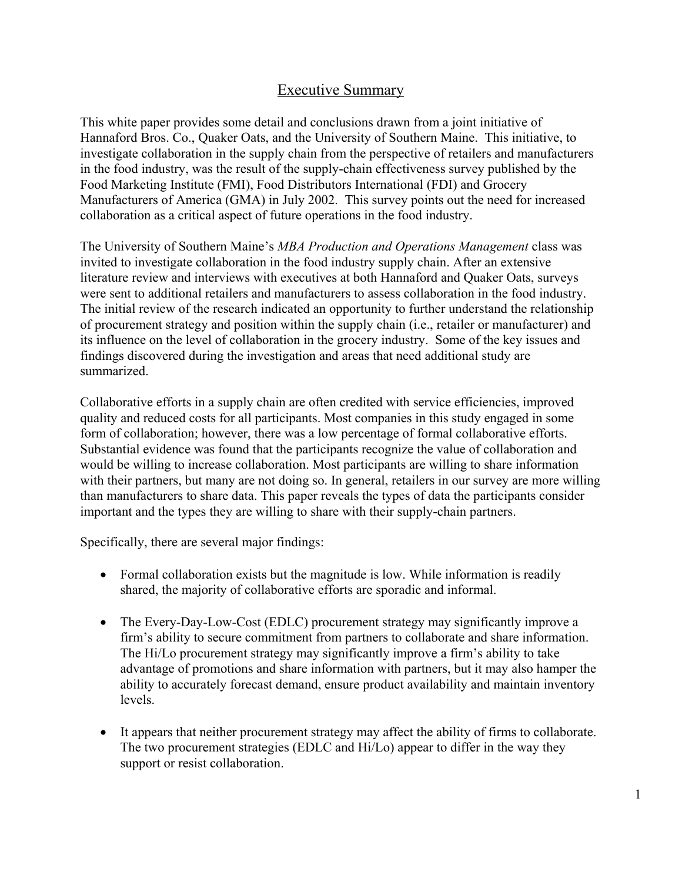# Executive Summary

This white paper provides some detail and conclusions drawn from a joint initiative of Hannaford Bros. Co., Quaker Oats, and the University of Southern Maine. This initiative, to investigate collaboration in the supply chain from the perspective of retailers and manufacturers in the food industry, was the result of the supply-chain effectiveness survey published by the Food Marketing Institute (FMI), Food Distributors International (FDI) and Grocery Manufacturers of America (GMA) in July 2002. This survey points out the need for increased collaboration as a critical aspect of future operations in the food industry.

The University of Southern Maine's *MBA Production and Operations Management* class was invited to investigate collaboration in the food industry supply chain. After an extensive literature review and interviews with executives at both Hannaford and Quaker Oats, surveys were sent to additional retailers and manufacturers to assess collaboration in the food industry. The initial review of the research indicated an opportunity to further understand the relationship of procurement strategy and position within the supply chain (i.e., retailer or manufacturer) and its influence on the level of collaboration in the grocery industry. Some of the key issues and findings discovered during the investigation and areas that need additional study are summarized.

Collaborative efforts in a supply chain are often credited with service efficiencies, improved quality and reduced costs for all participants. Most companies in this study engaged in some form of collaboration; however, there was a low percentage of formal collaborative efforts. Substantial evidence was found that the participants recognize the value of collaboration and would be willing to increase collaboration. Most participants are willing to share information with their partners, but many are not doing so. In general, retailers in our survey are more willing than manufacturers to share data. This paper reveals the types of data the participants consider important and the types they are willing to share with their supply-chain partners.

Specifically, there are several major findings:

- Formal collaboration exists but the magnitude is low. While information is readily shared, the majority of collaborative efforts are sporadic and informal.

- The Every-Day-Low-Cost (EDLC) procurement strategy may significantly improve a firm's ability to secure commitment from partners to collaborate and share information. The Hi/Lo procurement strategy may significantly improve a firm's ability to take advantage of promotions and share information with partners, but it may also hamper the ability to accurately forecast demand, ensure product availability and maintain inventory levels.

- It appears that neither procurement strategy may affect the ability of firms to collaborate. The two procurement strategies (EDLC and Hi/Lo) appear to differ in the way they support or resist collaboration.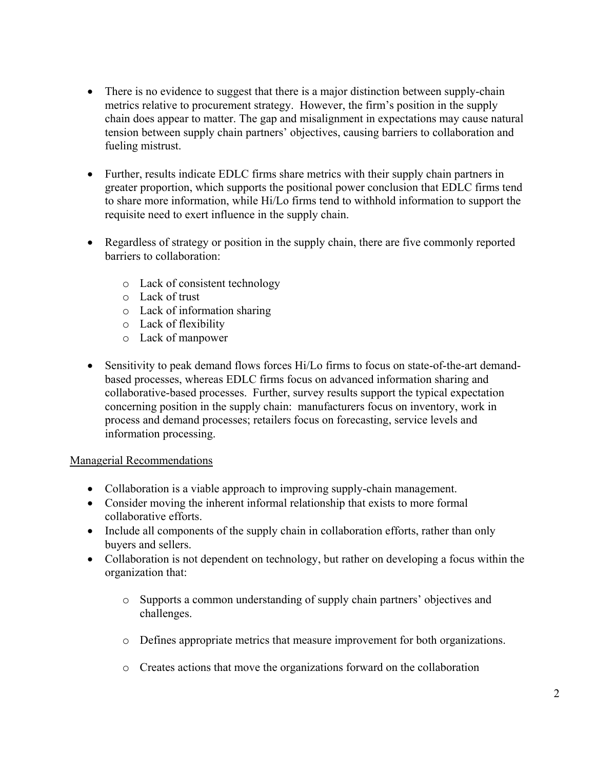- There is no evidence to suggest that there is a major distinction between supply-chain metrics relative to procurement strategy. However, the firm's position in the supply chain does appear to matter. The gap and misalignment in expectations may cause natural tension between supply chain partners' objectives, causing barriers to collaboration and fueling mistrust.

- Further, results indicate EDLC firms share metrics with their supply chain partners in greater proportion, which supports the positional power conclusion that EDLC firms tend to share more information, while Hi/Lo firms tend to withhold information to support the requisite need to exert influence in the supply chain.

- Regardless of strategy or position in the supply chain, there are five commonly reported barriers to collaboration:

    - Lack of consistent technology
    - Lack of trust
    - Lack of information sharing
    - Lack of flexibility
    - Lack of manpower

- Sensitivity to peak demand flows forces Hi/Lo firms to focus on state-of-the-art demand-based processes, whereas EDLC firms focus on advanced information sharing and collaborative-based processes. Further, survey results support the typical expectation concerning position in the supply chain: manufacturers focus on inventory, work in process and demand processes; retailers focus on forecasting, service levels and information processing.

<u>Managerial Recommendations</u>

- Collaboration is a viable approach to improving supply-chain management.
- Consider moving the inherent informal relationship that exists to more formal collaborative efforts.
- Include all components of the supply chain in collaboration efforts, rather than only buyers and sellers.
- Collaboration is not dependent on technology, but rather on developing a focus within the organization that:

    - Supports a common understanding of supply chain partners' objectives and challenges.

    - Defines appropriate metrics that measure improvement for both organizations.

    - Creates actions that move the organizations forward on the collaboration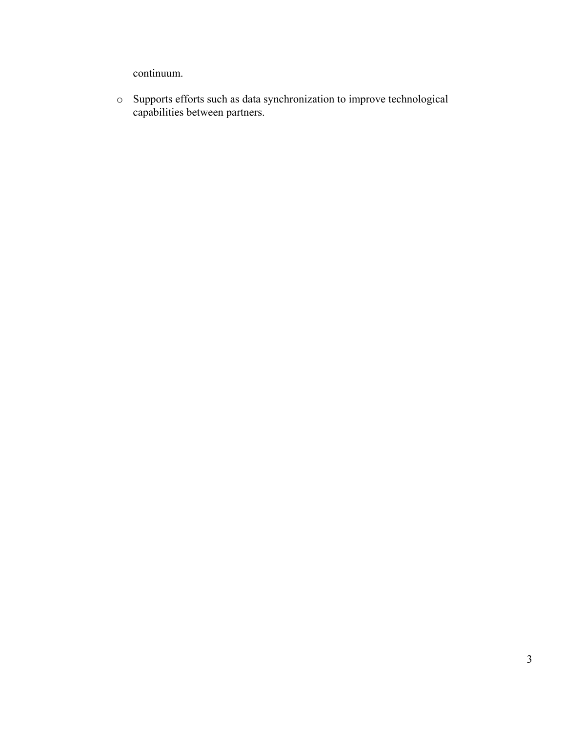continuum.

- Supports efforts such as data synchronization to improve technological capabilities between partners.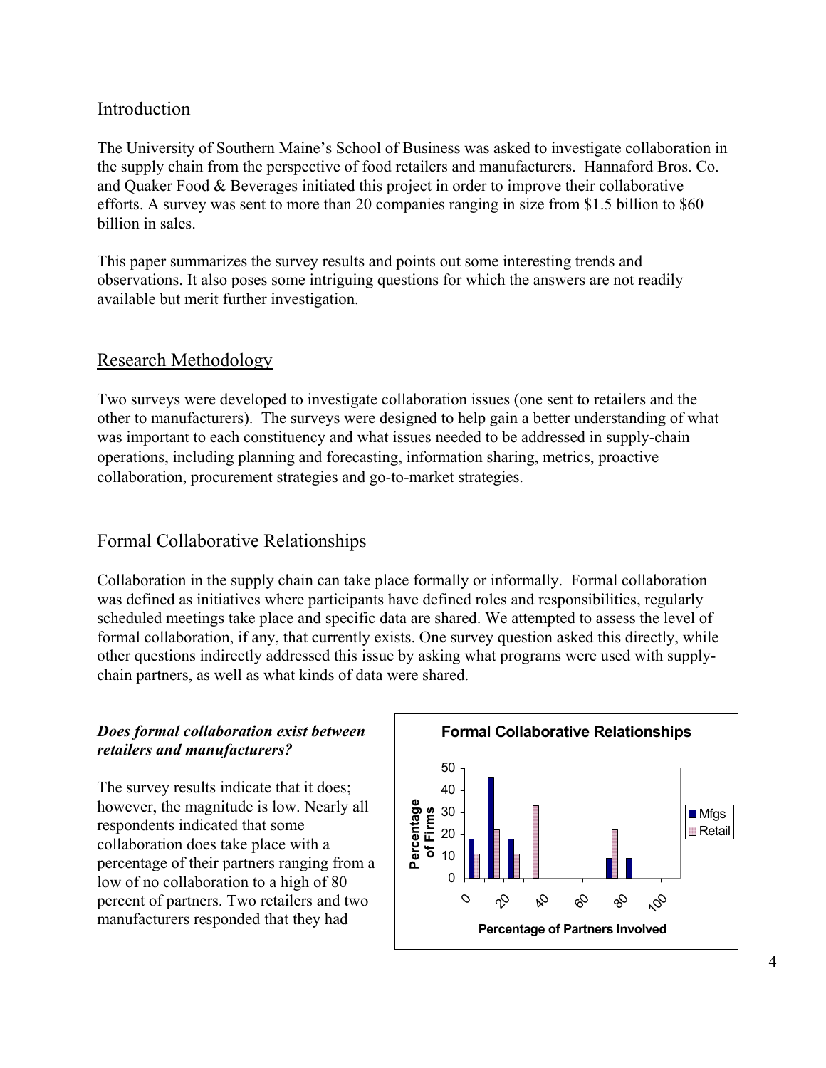## Introduction

The University of Southern Maine's School of Business was asked to investigate collaboration in the supply chain from the perspective of food retailers and manufacturers. Hannaford Bros. Co. and Quaker Food & Beverages initiated this project in order to improve their collaborative efforts. A survey was sent to more than 20 companies ranging in size from \$1.5 billion to \$60 billion in sales.

This paper summarizes the survey results and points out some interesting trends and observations. It also poses some intriguing questions for which the answers are not readily available but merit further investigation.

## Research Methodology

Two surveys were developed to investigate collaboration issues (one sent to retailers and the other to manufacturers). The surveys were designed to help gain a better understanding of what was important to each constituency and what issues needed to be addressed in supply-chain operations, including planning and forecasting, information sharing, metrics, proactive collaboration, procurement strategies and go-to-market strategies.

## Formal Collaborative Relationships

Collaboration in the supply chain can take place formally or informally. Formal collaboration was defined as initiatives where participants have defined roles and responsibilities, regularly scheduled meetings take place and specific data are shared. We attempted to assess the level of formal collaboration, if any, that currently exists. One survey question asked this directly, while other questions indirectly addressed this issue by asking what programs were used with supply-chain partners, as well as what kinds of data were shared.

### *Does formal collaboration exist between retailers and manufacturers?*

The survey results indicate that it does; however, the magnitude is low. Nearly all respondents indicated that some collaboration does take place with a percentage of their partners ranging from a low of no collaboration to a high of 80 percent of partners. Two retailers and two manufacturers responded that they had

**Formal Collaborative Relationships**

| Percentage of Partners Involved | Mfgs (Percentage of Firms) | Retail (Percentage of Firms) |
|---|---|---|
| 0 | 18 | 11 |
| 10 | 46 | 22 |
| 20 | 18 | 11 |
| 30 | 0 | 33 |
| 70 | 9 | 22 |
| 80 | 9 | 0 |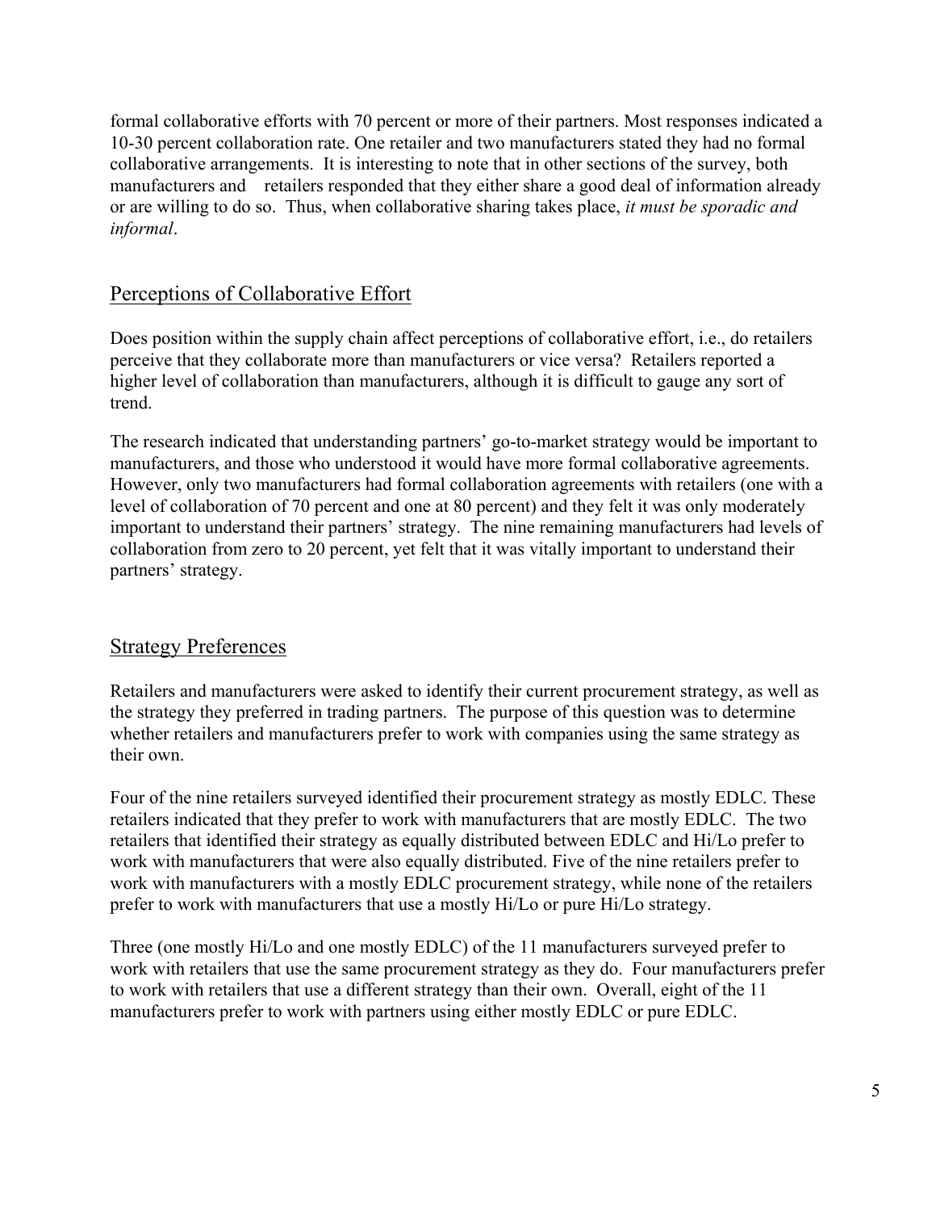formal collaborative efforts with 70 percent or more of their partners. Most responses indicated a 10-30 percent collaboration rate. One retailer and two manufacturers stated they had no formal collaborative arrangements. It is interesting to note that in other sections of the survey, both manufacturers and retailers responded that they either share a good deal of information already or are willing to do so. Thus, when collaborative sharing takes place, *it must be sporadic and informal*.

## Perceptions of Collaborative Effort

Does position within the supply chain affect perceptions of collaborative effort, i.e., do retailers perceive that they collaborate more than manufacturers or vice versa? Retailers reported a higher level of collaboration than manufacturers, although it is difficult to gauge any sort of trend.

The research indicated that understanding partners' go-to-market strategy would be important to manufacturers, and those who understood it would have more formal collaborative agreements. However, only two manufacturers had formal collaboration agreements with retailers (one with a level of collaboration of 70 percent and one at 80 percent) and they felt it was only moderately important to understand their partners' strategy. The nine remaining manufacturers had levels of collaboration from zero to 20 percent, yet felt that it was vitally important to understand their partners' strategy.

## Strategy Preferences

Retailers and manufacturers were asked to identify their current procurement strategy, as well as the strategy they preferred in trading partners. The purpose of this question was to determine whether retailers and manufacturers prefer to work with companies using the same strategy as their own.

Four of the nine retailers surveyed identified their procurement strategy as mostly EDLC. These retailers indicated that they prefer to work with manufacturers that are mostly EDLC. The two retailers that identified their strategy as equally distributed between EDLC and Hi/Lo prefer to work with manufacturers that were also equally distributed. Five of the nine retailers prefer to work with manufacturers with a mostly EDLC procurement strategy, while none of the retailers prefer to work with manufacturers that use a mostly Hi/Lo or pure Hi/Lo strategy.

Three (one mostly Hi/Lo and one mostly EDLC) of the 11 manufacturers surveyed prefer to work with retailers that use the same procurement strategy as they do. Four manufacturers prefer to work with retailers that use a different strategy than their own. Overall, eight of the 11 manufacturers prefer to work with partners using either mostly EDLC or pure EDLC.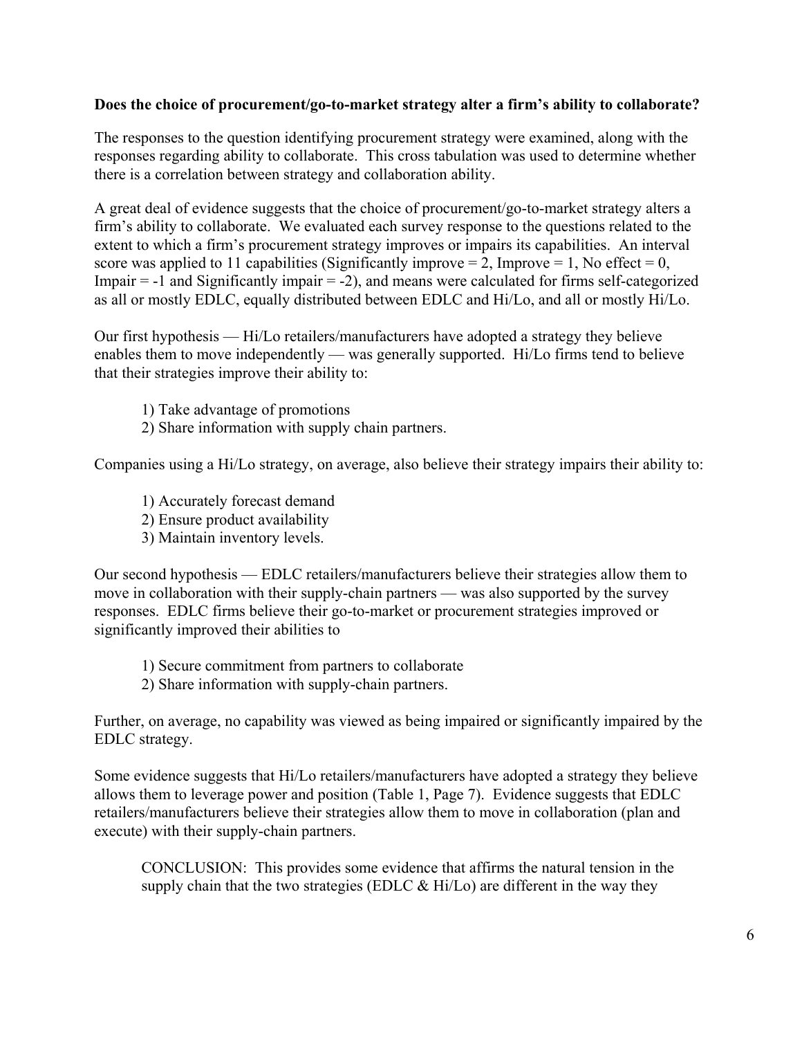**Does the choice of procurement/go-to-market strategy alter a firm's ability to collaborate?**

The responses to the question identifying procurement strategy were examined, along with the responses regarding ability to collaborate. This cross tabulation was used to determine whether there is a correlation between strategy and collaboration ability.

A great deal of evidence suggests that the choice of procurement/go-to-market strategy alters a firm's ability to collaborate. We evaluated each survey response to the questions related to the extent to which a firm's procurement strategy improves or impairs its capabilities. An interval score was applied to 11 capabilities (Significantly improve = 2, Improve = 1, No effect = 0, Impair = -1 and Significantly impair = -2), and means were calculated for firms self-categorized as all or mostly EDLC, equally distributed between EDLC and Hi/Lo, and all or mostly Hi/Lo.

Our first hypothesis — Hi/Lo retailers/manufacturers have adopted a strategy they believe enables them to move independently — was generally supported. Hi/Lo firms tend to believe that their strategies improve their ability to:

1) Take advantage of promotions
2) Share information with supply chain partners.

Companies using a Hi/Lo strategy, on average, also believe their strategy impairs their ability to:

1) Accurately forecast demand
2) Ensure product availability
3) Maintain inventory levels.

Our second hypothesis — EDLC retailers/manufacturers believe their strategies allow them to move in collaboration with their supply-chain partners — was also supported by the survey responses. EDLC firms believe their go-to-market or procurement strategies improved or significantly improved their abilities to

1) Secure commitment from partners to collaborate
2) Share information with supply-chain partners.

Further, on average, no capability was viewed as being impaired or significantly impaired by the EDLC strategy.

Some evidence suggests that Hi/Lo retailers/manufacturers have adopted a strategy they believe allows them to leverage power and position (Table 1, Page 7). Evidence suggests that EDLC retailers/manufacturers believe their strategies allow them to move in collaboration (plan and execute) with their supply-chain partners.

> CONCLUSION: This provides some evidence that affirms the natural tension in the supply chain that the two strategies (EDLC & Hi/Lo) are different in the way they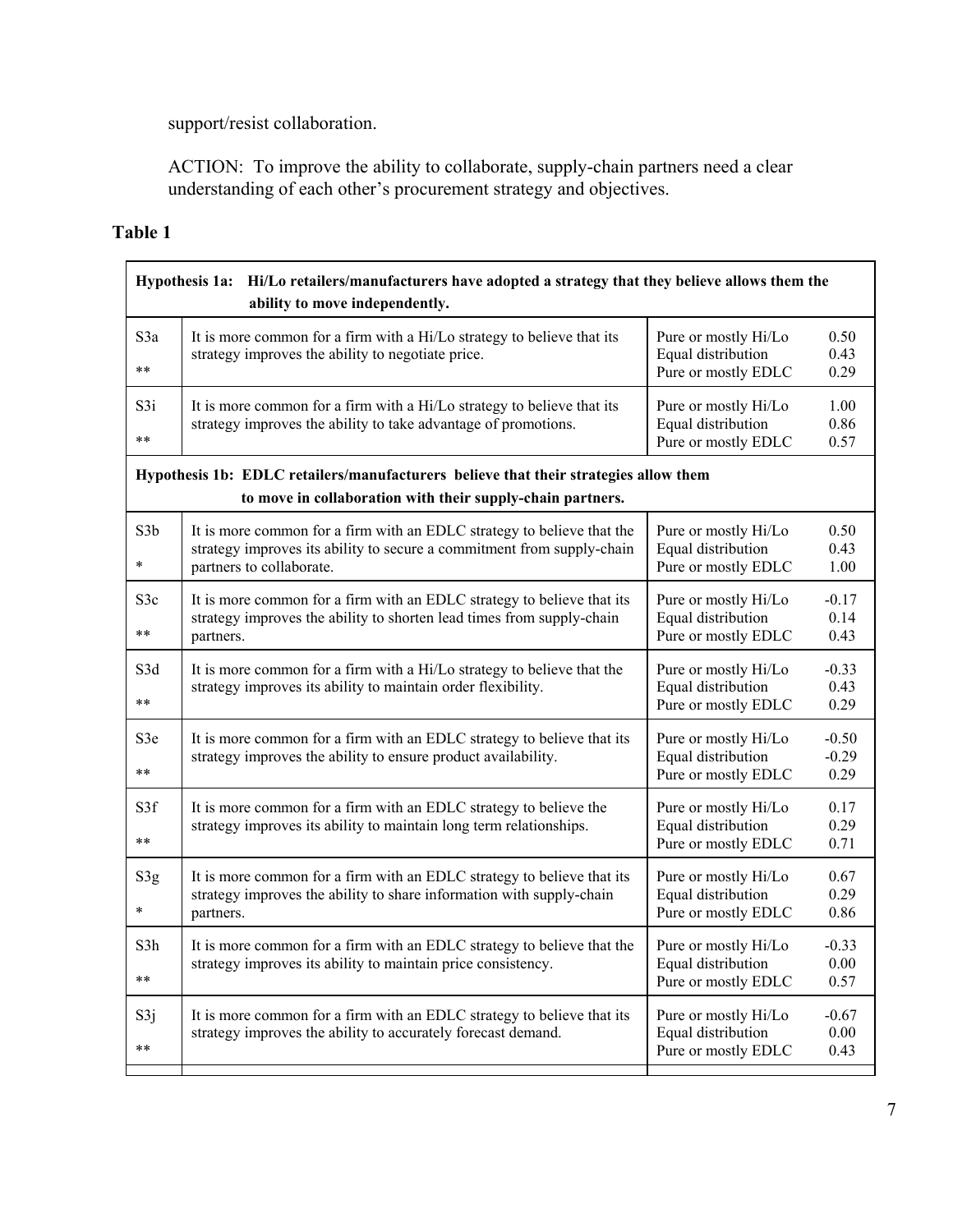support/resist collaboration.

ACTION: To improve the ability to collaborate, supply-chain partners need a clear understanding of each other's procurement strategy and objectives.

## Table 1

| | **Hypothesis 1a: Hi/Lo retailers/manufacturers have adopted a strategy that they believe allows them the ability to move independently.** | | |
|---|---|---|---|
| S3a ** | It is more common for a firm with a Hi/Lo strategy to believe that its strategy improves the ability to negotiate price. | Pure or mostly Hi/Lo<br>Equal distribution<br>Pure or mostly EDLC | 0.50<br>0.43<br>0.29 |
| S3i ** | It is more common for a firm with a Hi/Lo strategy to believe that its strategy improves the ability to take advantage of promotions. | Pure or mostly Hi/Lo<br>Equal distribution<br>Pure or mostly EDLC | 1.00<br>0.86<br>0.57 |
| | **Hypothesis 1b: EDLC retailers/manufacturers believe that their strategies allow them to move in collaboration with their supply-chain partners.** | | |
| S3b * | It is more common for a firm with an EDLC strategy to believe that the strategy improves its ability to secure a commitment from supply-chain partners to collaborate. | Pure or mostly Hi/Lo<br>Equal distribution<br>Pure or mostly EDLC | 0.50<br>0.43<br>1.00 |
| S3c ** | It is more common for a firm with an EDLC strategy to believe that its strategy improves the ability to shorten lead times from supply-chain partners. | Pure or mostly Hi/Lo<br>Equal distribution<br>Pure or mostly EDLC | -0.17<br>0.14<br>0.43 |
| S3d ** | It is more common for a firm with a Hi/Lo strategy to believe that the strategy improves its ability to maintain order flexibility. | Pure or mostly Hi/Lo<br>Equal distribution<br>Pure or mostly EDLC | -0.33<br>0.43<br>0.29 |
| S3e ** | It is more common for a firm with an EDLC strategy to believe that its strategy improves the ability to ensure product availability. | Pure or mostly Hi/Lo<br>Equal distribution<br>Pure or mostly EDLC | -0.50<br>-0.29<br>0.29 |
| S3f ** | It is more common for a firm with an EDLC strategy to believe the strategy improves its ability to maintain long term relationships. | Pure or mostly Hi/Lo<br>Equal distribution<br>Pure or mostly EDLC | 0.17<br>0.29<br>0.71 |
| S3g * | It is more common for a firm with an EDLC strategy to believe that its strategy improves the ability to share information with supply-chain partners. | Pure or mostly Hi/Lo<br>Equal distribution<br>Pure or mostly EDLC | 0.67<br>0.29<br>0.86 |
| S3h ** | It is more common for a firm with an EDLC strategy to believe that the strategy improves its ability to maintain price consistency. | Pure or mostly Hi/Lo<br>Equal distribution<br>Pure or mostly EDLC | -0.33<br>0.00<br>0.57 |
| S3j ** | It is more common for a firm with an EDLC strategy to believe that its strategy improves the ability to accurately forecast demand. | Pure or mostly Hi/Lo<br>Equal distribution<br>Pure or mostly EDLC | -0.67<br>0.00<br>0.43 |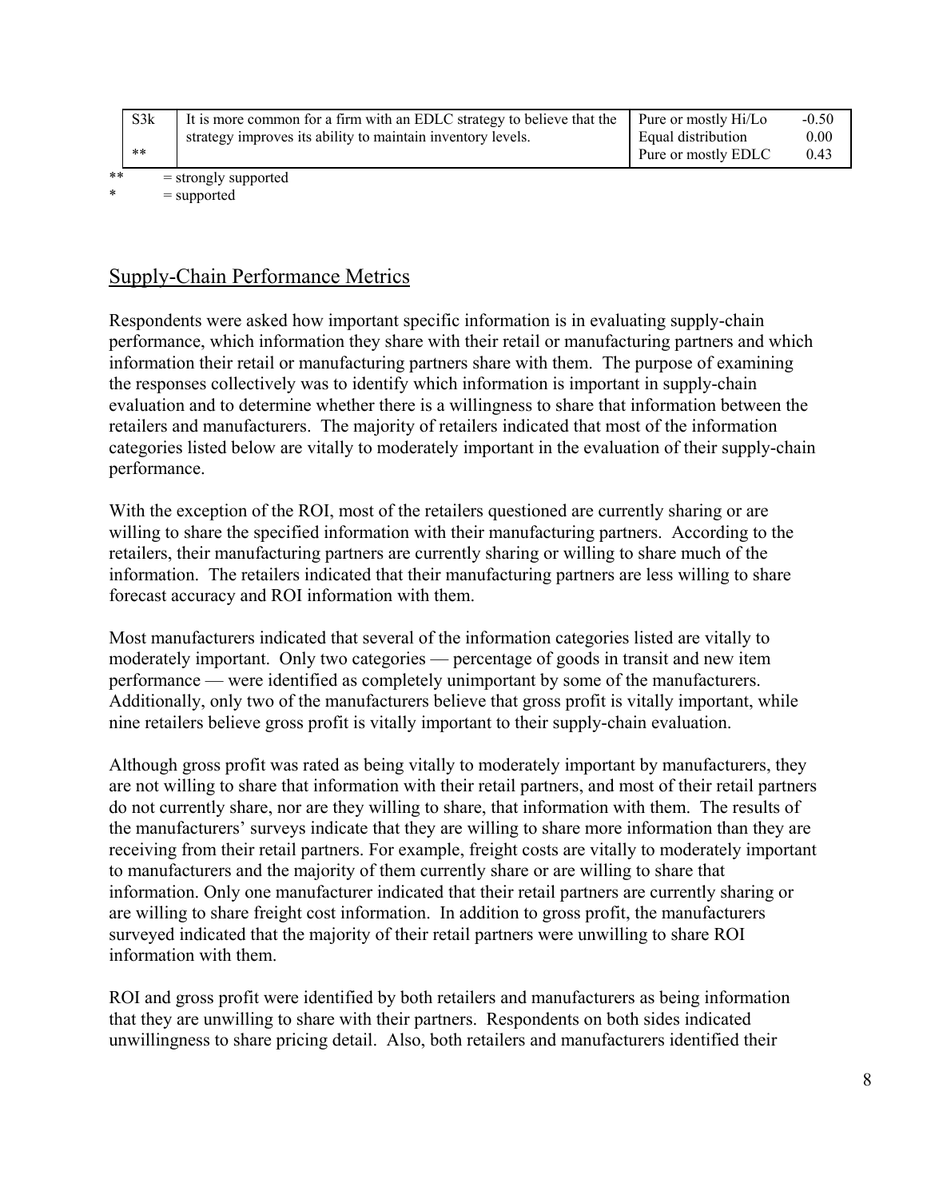| S3k | It is more common for a firm with an EDLC strategy to believe that the strategy improves its ability to maintain inventory levels. | Pure or mostly Hi/Lo | -0.50 |
|---|---|---|---|
| ** | | Equal distribution | 0.00 |
| | | Pure or mostly EDLC | 0.43 |

** = strongly supported
* = supported

## Supply-Chain Performance Metrics

Respondents were asked how important specific information is in evaluating supply-chain performance, which information they share with their retail or manufacturing partners and which information their retail or manufacturing partners share with them. The purpose of examining the responses collectively was to identify which information is important in supply-chain evaluation and to determine whether there is a willingness to share that information between the retailers and manufacturers. The majority of retailers indicated that most of the information categories listed below are vitally to moderately important in the evaluation of their supply-chain performance.

With the exception of the ROI, most of the retailers questioned are currently sharing or are willing to share the specified information with their manufacturing partners. According to the retailers, their manufacturing partners are currently sharing or willing to share much of the information. The retailers indicated that their manufacturing partners are less willing to share forecast accuracy and ROI information with them.

Most manufacturers indicated that several of the information categories listed are vitally to moderately important. Only two categories — percentage of goods in transit and new item performance — were identified as completely unimportant by some of the manufacturers. Additionally, only two of the manufacturers believe that gross profit is vitally important, while nine retailers believe gross profit is vitally important to their supply-chain evaluation.

Although gross profit was rated as being vitally to moderately important by manufacturers, they are not willing to share that information with their retail partners, and most of their retail partners do not currently share, nor are they willing to share, that information with them. The results of the manufacturers' surveys indicate that they are willing to share more information than they are receiving from their retail partners. For example, freight costs are vitally to moderately important to manufacturers and the majority of them currently share or are willing to share that information. Only one manufacturer indicated that their retail partners are currently sharing or are willing to share freight cost information. In addition to gross profit, the manufacturers surveyed indicated that the majority of their retail partners were unwilling to share ROI information with them.

ROI and gross profit were identified by both retailers and manufacturers as being information that they are unwilling to share with their partners. Respondents on both sides indicated unwillingness to share pricing detail. Also, both retailers and manufacturers identified their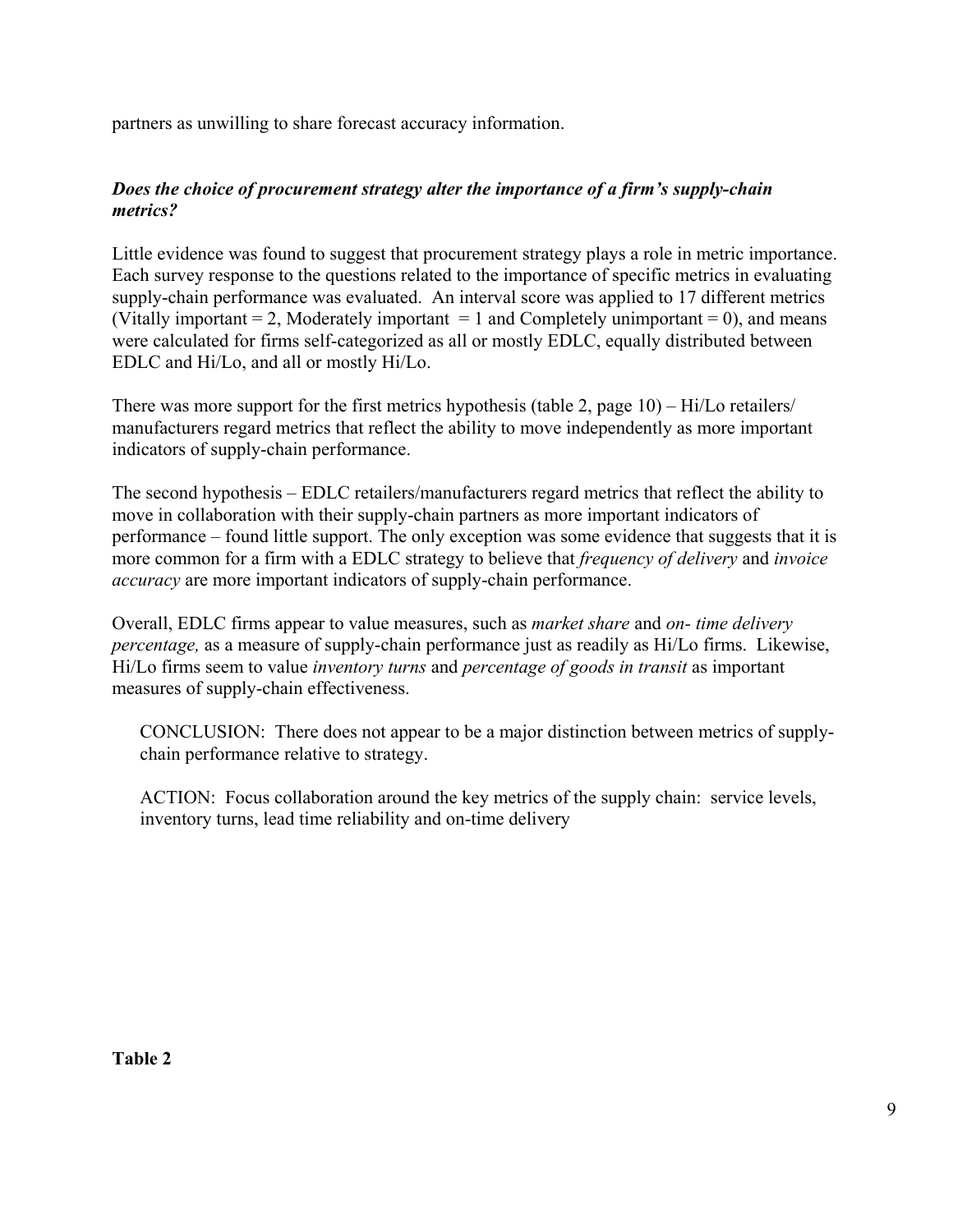partners as unwilling to share forecast accuracy information.

### *Does the choice of procurement strategy alter the importance of a firm's supply-chain metrics?*

Little evidence was found to suggest that procurement strategy plays a role in metric importance. Each survey response to the questions related to the importance of specific metrics in evaluating supply-chain performance was evaluated. An interval score was applied to 17 different metrics (Vitally important = 2, Moderately important = 1 and Completely unimportant = 0), and means were calculated for firms self-categorized as all or mostly EDLC, equally distributed between EDLC and Hi/Lo, and all or mostly Hi/Lo.

There was more support for the first metrics hypothesis (table 2, page 10) – Hi/Lo retailers/ manufacturers regard metrics that reflect the ability to move independently as more important indicators of supply-chain performance.

The second hypothesis – EDLC retailers/manufacturers regard metrics that reflect the ability to move in collaboration with their supply-chain partners as more important indicators of performance – found little support. The only exception was some evidence that suggests that it is more common for a firm with a EDLC strategy to believe that *frequency of delivery* and *invoice accuracy* are more important indicators of supply-chain performance.

Overall, EDLC firms appear to value measures, such as *market share* and *on- time delivery percentage,* as a measure of supply-chain performance just as readily as Hi/Lo firms. Likewise, Hi/Lo firms seem to value *inventory turns* and *percentage of goods in transit* as important measures of supply-chain effectiveness.

CONCLUSION: There does not appear to be a major distinction between metrics of supply-chain performance relative to strategy.

ACTION: Focus collaboration around the key metrics of the supply chain: service levels, inventory turns, lead time reliability and on-time delivery

**Table 2**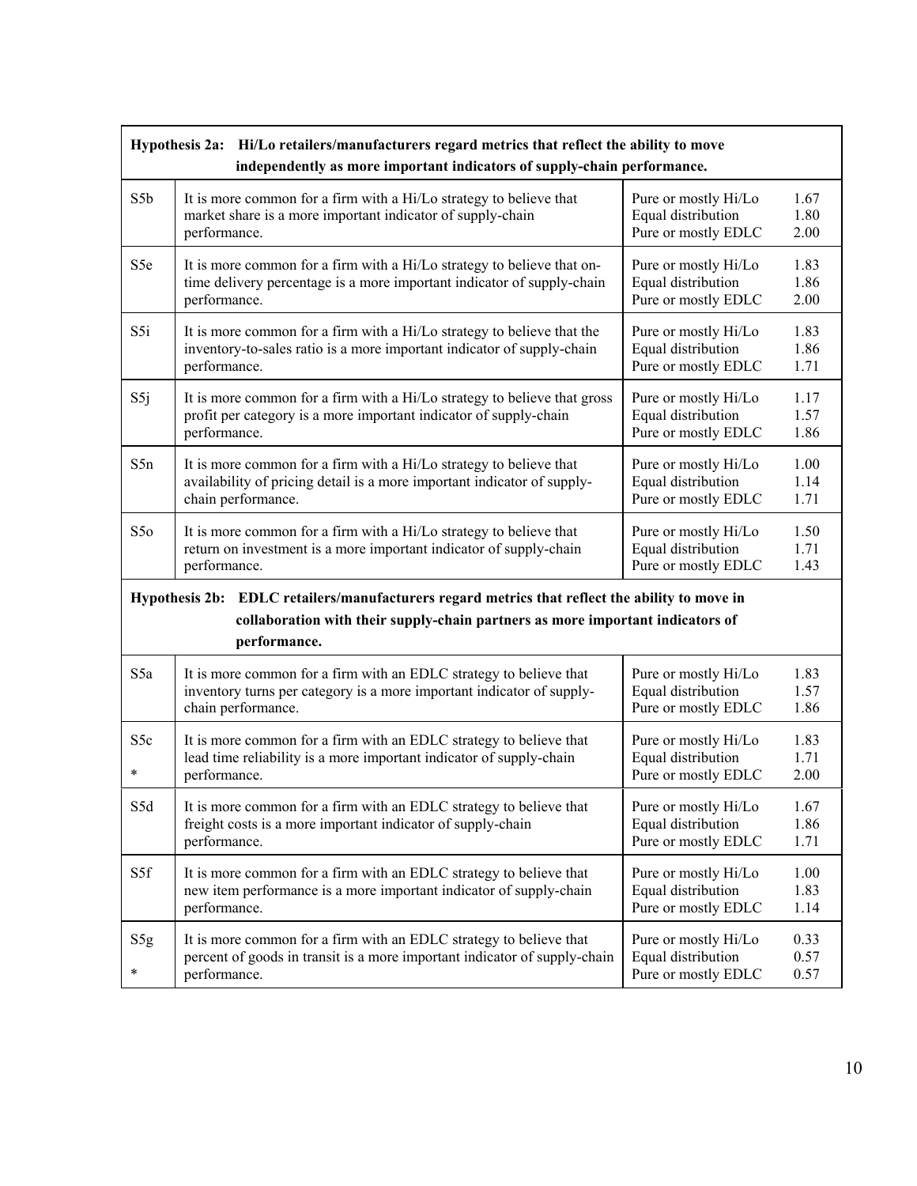| | | | |
|---|---|---|---|
| **Hypothesis 2a: Hi/Lo retailers/manufacturers regard metrics that reflect the ability to move independently as more important indicators of supply-chain performance.** | | | |
| S5b | It is more common for a firm with a Hi/Lo strategy to believe that market share is a more important indicator of supply-chain performance. | Pure or mostly Hi/Lo<br>Equal distribution<br>Pure or mostly EDLC | 1.67<br>1.80<br>2.00 |
| S5e | It is more common for a firm with a Hi/Lo strategy to believe that on-time delivery percentage is a more important indicator of supply-chain performance. | Pure or mostly Hi/Lo<br>Equal distribution<br>Pure or mostly EDLC | 1.83<br>1.86<br>2.00 |
| S5i | It is more common for a firm with a Hi/Lo strategy to believe that the inventory-to-sales ratio is a more important indicator of supply-chain performance. | Pure or mostly Hi/Lo<br>Equal distribution<br>Pure or mostly EDLC | 1.83<br>1.86<br>1.71 |
| S5j | It is more common for a firm with a Hi/Lo strategy to believe that gross profit per category is a more important indicator of supply-chain performance. | Pure or mostly Hi/Lo<br>Equal distribution<br>Pure or mostly EDLC | 1.17<br>1.57<br>1.86 |
| S5n | It is more common for a firm with a Hi/Lo strategy to believe that availability of pricing detail is a more important indicator of supply-chain performance. | Pure or mostly Hi/Lo<br>Equal distribution<br>Pure or mostly EDLC | 1.00<br>1.14<br>1.71 |
| S5o | It is more common for a firm with a Hi/Lo strategy to believe that return on investment is a more important indicator of supply-chain performance. | Pure or mostly Hi/Lo<br>Equal distribution<br>Pure or mostly EDLC | 1.50<br>1.71<br>1.43 |
| **Hypothesis 2b: EDLC retailers/manufacturers regard metrics that reflect the ability to move in collaboration with their supply-chain partners as more important indicators of performance.** | | | |
| S5a | It is more common for a firm with an EDLC strategy to believe that inventory turns per category is a more important indicator of supply-chain performance. | Pure or mostly Hi/Lo<br>Equal distribution<br>Pure or mostly EDLC | 1.83<br>1.57<br>1.86 |
| S5c<br>* | It is more common for a firm with an EDLC strategy to believe that lead time reliability is a more important indicator of supply-chain performance. | Pure or mostly Hi/Lo<br>Equal distribution<br>Pure or mostly EDLC | 1.83<br>1.71<br>2.00 |
| S5d | It is more common for a firm with an EDLC strategy to believe that freight costs is a more important indicator of supply-chain performance. | Pure or mostly Hi/Lo<br>Equal distribution<br>Pure or mostly EDLC | 1.67<br>1.86<br>1.71 |
| S5f | It is more common for a firm with an EDLC strategy to believe that new item performance is a more important indicator of supply-chain performance. | Pure or mostly Hi/Lo<br>Equal distribution<br>Pure or mostly EDLC | 1.00<br>1.83<br>1.14 |
| S5g<br>* | It is more common for a firm with an EDLC strategy to believe that percent of goods in transit is a more important indicator of supply-chain performance. | Pure or mostly Hi/Lo<br>Equal distribution<br>Pure or mostly EDLC | 0.33<br>0.57<br>0.57 |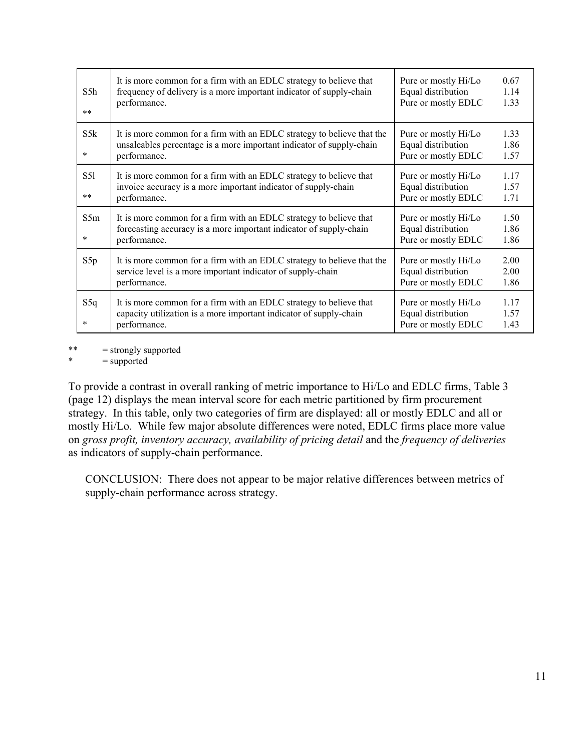| | | | |
|---|---|---|---|
| S5h<br><br>** | It is more common for a firm with an EDLC strategy to believe that frequency of delivery is a more important indicator of supply-chain performance. | Pure or mostly Hi/Lo<br>Equal distribution<br>Pure or mostly EDLC | 0.67<br>1.14<br>1.33 |
| S5k<br><br>* | It is more common for a firm with an EDLC strategy to believe that the unsaleables percentage is a more important indicator of supply-chain performance. | Pure or mostly Hi/Lo<br>Equal distribution<br>Pure or mostly EDLC | 1.33<br>1.86<br>1.57 |
| S5l<br><br>** | It is more common for a firm with an EDLC strategy to believe that invoice accuracy is a more important indicator of supply-chain performance. | Pure or mostly Hi/Lo<br>Equal distribution<br>Pure or mostly EDLC | 1.17<br>1.57<br>1.71 |
| S5m<br><br>* | It is more common for a firm with an EDLC strategy to believe that forecasting accuracy is a more important indicator of supply-chain performance. | Pure or mostly Hi/Lo<br>Equal distribution<br>Pure or mostly EDLC | 1.50<br>1.86<br>1.86 |
| S5p | It is more common for a firm with an EDLC strategy to believe that the service level is a more important indicator of supply-chain performance. | Pure or mostly Hi/Lo<br>Equal distribution<br>Pure or mostly EDLC | 2.00<br>2.00<br>1.86 |
| S5q<br><br>* | It is more common for a firm with an EDLC strategy to believe that capacity utilization is a more important indicator of supply-chain performance. | Pure or mostly Hi/Lo<br>Equal distribution<br>Pure or mostly EDLC | 1.17<br>1.57<br>1.43 |

** = strongly supported
* = supported

To provide a contrast in overall ranking of metric importance to Hi/Lo and EDLC firms, Table 3 (page 12) displays the mean interval score for each metric partitioned by firm procurement strategy. In this table, only two categories of firm are displayed: all or mostly EDLC and all or mostly Hi/Lo. While few major absolute differences were noted, EDLC firms place more value on *gross profit, inventory accuracy, availability of pricing detail* and the *frequency of deliveries* as indicators of supply-chain performance.

CONCLUSION: There does not appear to be major relative differences between metrics of supply-chain performance across strategy.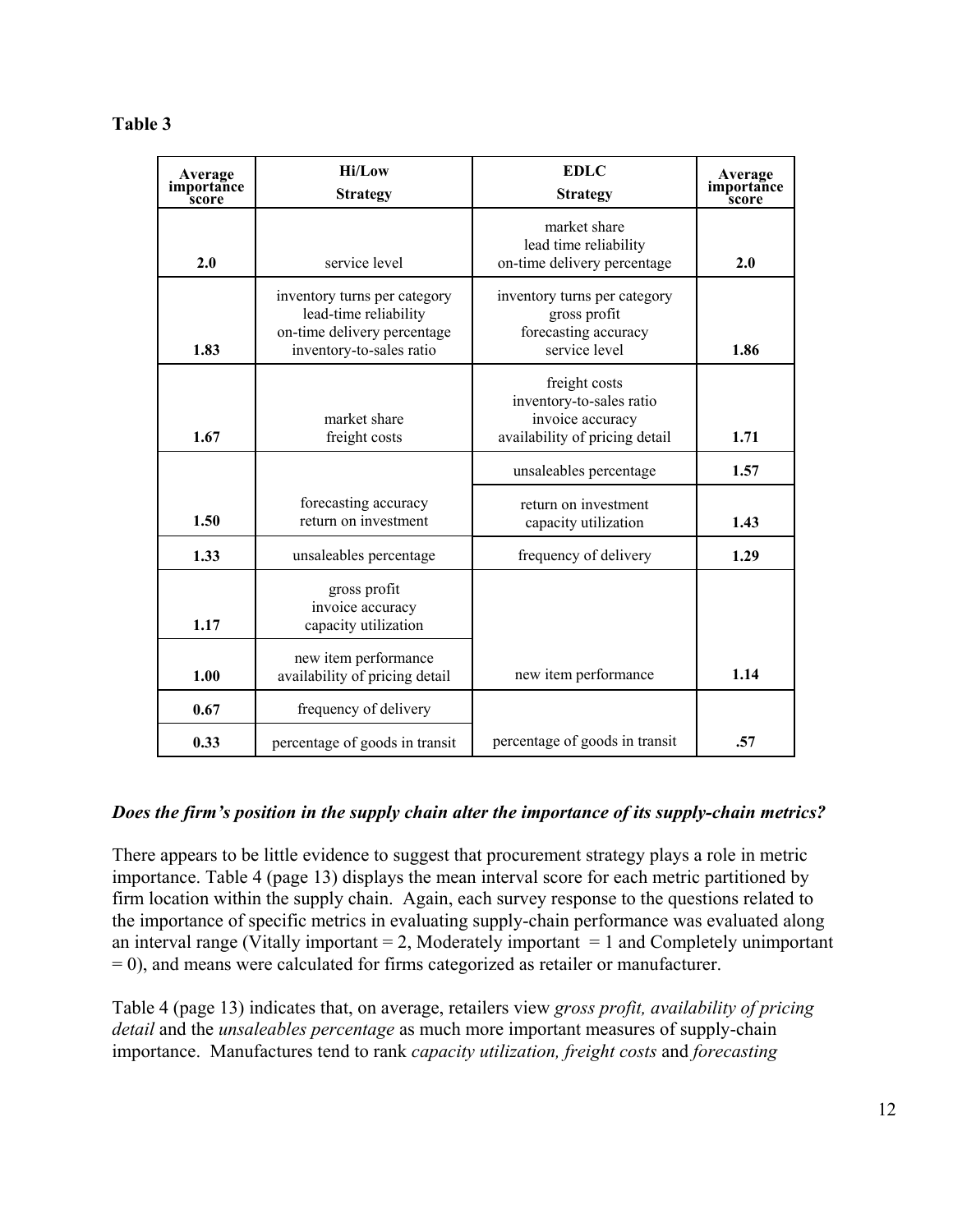**Table 3**

| Average importance score | Hi/Low Strategy | EDLC Strategy | Average importance score |
|---|---|---|---|
| **2.0** | service level | market share<br>lead time reliability<br>on-time delivery percentage | **2.0** |
| **1.83** | inventory turns per category<br>lead-time reliability<br>on-time delivery percentage<br>inventory-to-sales ratio | inventory turns per category<br>gross profit<br>forecasting accuracy<br>service level | **1.86** |
| **1.67** | market share<br>freight costs | freight costs<br>inventory-to-sales ratio<br>invoice accuracy<br>availability of pricing detail | **1.71** |
| | | unsaleables percentage | **1.57** |
| **1.50** | forecasting accuracy<br>return on investment | return on investment<br>capacity utilization | **1.43** |
| **1.33** | unsaleables percentage | frequency of delivery | **1.29** |
| **1.17** | gross profit<br>invoice accuracy<br>capacity utilization | | |
| **1.00** | new item performance<br>availability of pricing detail | new item performance | **1.14** |
| **0.67** | frequency of delivery | | |
| **0.33** | percentage of goods in transit | percentage of goods in transit | **.57** |

***Does the firm's position in the supply chain alter the importance of its supply-chain metrics?***

There appears to be little evidence to suggest that procurement strategy plays a role in metric importance. Table 4 (page 13) displays the mean interval score for each metric partitioned by firm location within the supply chain. Again, each survey response to the questions related to the importance of specific metrics in evaluating supply-chain performance was evaluated along an interval range (Vitally important = 2, Moderately important = 1 and Completely unimportant = 0), and means were calculated for firms categorized as retailer or manufacturer.

Table 4 (page 13) indicates that, on average, retailers view *gross profit, availability of pricing detail* and the *unsaleables percentage* as much more important measures of supply-chain importance. Manufactures tend to rank *capacity utilization, freight costs* and *forecasting*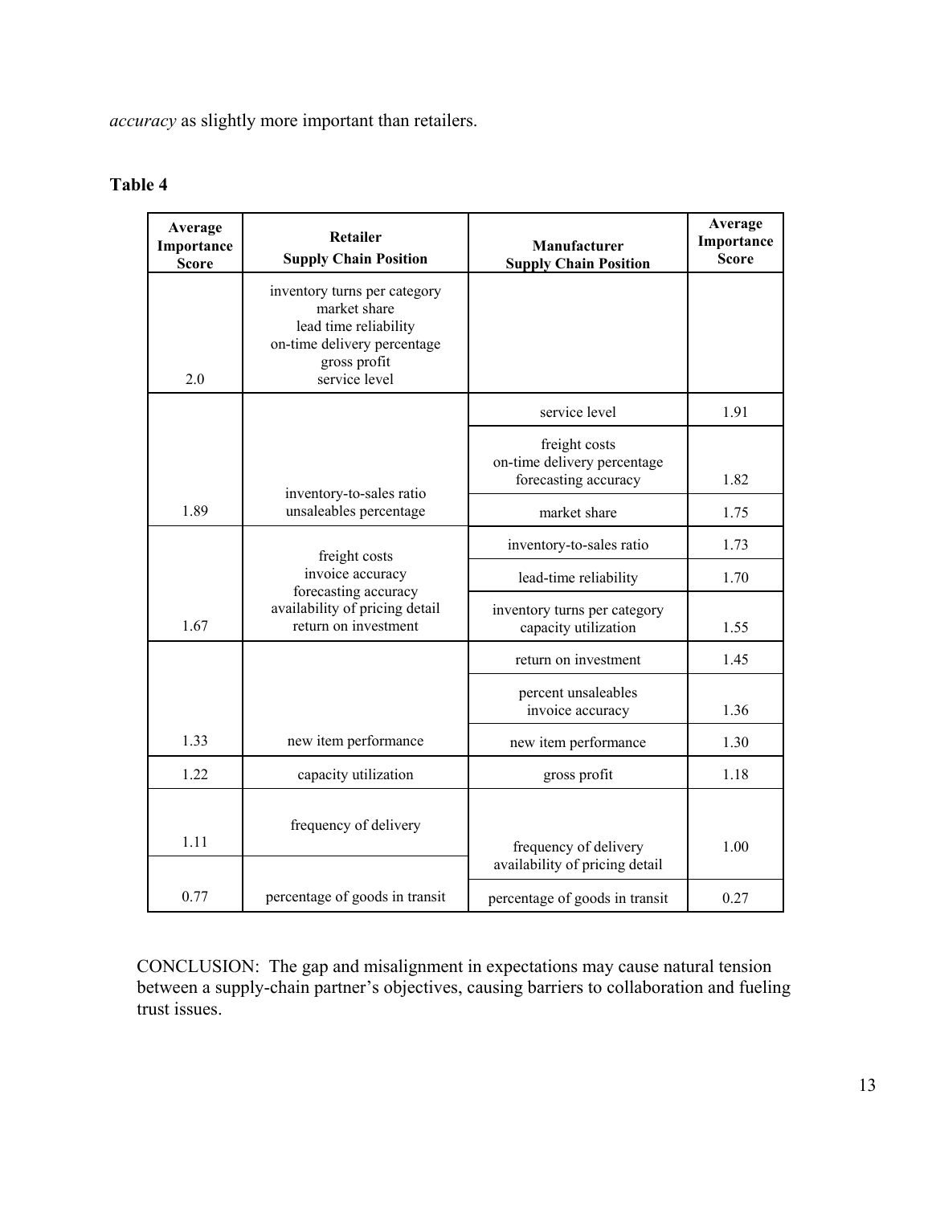*accuracy* as slightly more important than retailers.

**Table 4**

| Average Importance Score | Retailer Supply Chain Position | Manufacturer Supply Chain Position | Average Importance Score |
|---|---|---|---|
| 2.0 | inventory turns per category<br>market share<br>lead time reliability<br>on-time delivery percentage<br>gross profit<br>service level | | |
| | | service level | 1.91 |
| | | freight costs<br>on-time delivery percentage<br>forecasting accuracy | 1.82 |
| 1.89 | inventory-to-sales ratio<br>unsaleables percentage | market share | 1.75 |
| | | inventory-to-sales ratio | 1.73 |
| | | lead-time reliability | 1.70 |
| 1.67 | freight costs<br>invoice accuracy<br>forecasting accuracy<br>availability of pricing detail<br>return on investment | inventory turns per category<br>capacity utilization | 1.55 |
| | | return on investment | 1.45 |
| | | percent unsaleables<br>invoice accuracy | 1.36 |
| 1.33 | new item performance | new item performance | 1.30 |
| 1.22 | capacity utilization | gross profit | 1.18 |
| 1.11 | frequency of delivery | frequency of delivery<br>availability of pricing detail | 1.00 |
| 0.77 | percentage of goods in transit | percentage of goods in transit | 0.27 |

CONCLUSION: The gap and misalignment in expectations may cause natural tension between a supply-chain partner's objectives, causing barriers to collaboration and fueling trust issues.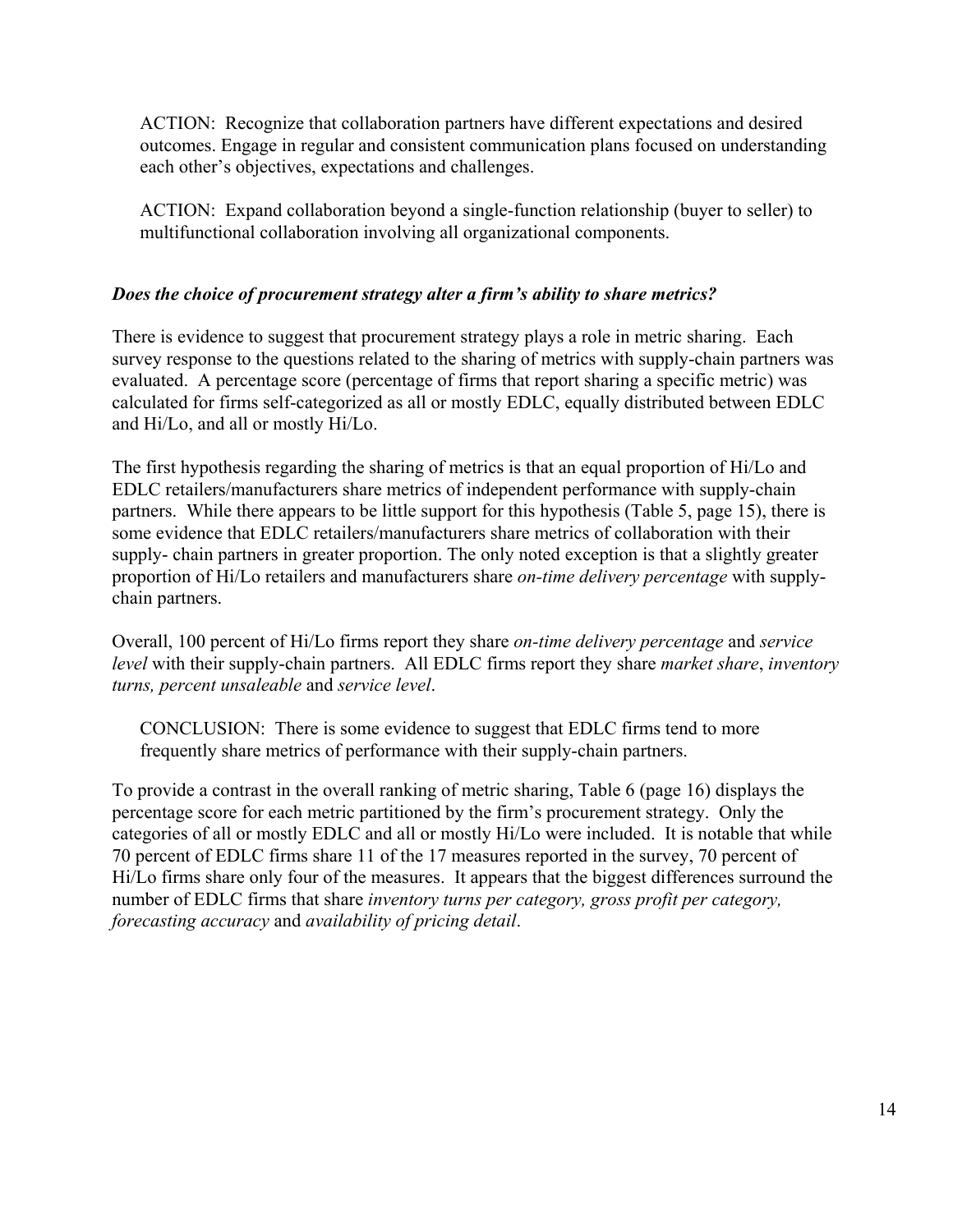ACTION: Recognize that collaboration partners have different expectations and desired outcomes. Engage in regular and consistent communication plans focused on understanding each other's objectives, expectations and challenges.

ACTION: Expand collaboration beyond a single-function relationship (buyer to seller) to multifunctional collaboration involving all organizational components.

### *Does the choice of procurement strategy alter a firm's ability to share metrics?*

There is evidence to suggest that procurement strategy plays a role in metric sharing. Each survey response to the questions related to the sharing of metrics with supply-chain partners was evaluated. A percentage score (percentage of firms that report sharing a specific metric) was calculated for firms self-categorized as all or mostly EDLC, equally distributed between EDLC and Hi/Lo, and all or mostly Hi/Lo.

The first hypothesis regarding the sharing of metrics is that an equal proportion of Hi/Lo and EDLC retailers/manufacturers share metrics of independent performance with supply-chain partners. While there appears to be little support for this hypothesis (Table 5, page 15), there is some evidence that EDLC retailers/manufacturers share metrics of collaboration with their supply- chain partners in greater proportion. The only noted exception is that a slightly greater proportion of Hi/Lo retailers and manufacturers share *on-time delivery percentage* with supply-chain partners.

Overall, 100 percent of Hi/Lo firms report they share *on-time delivery percentage* and *service level* with their supply-chain partners. All EDLC firms report they share *market share*, *inventory turns, percent unsaleable* and *service level*.

CONCLUSION: There is some evidence to suggest that EDLC firms tend to more frequently share metrics of performance with their supply-chain partners.

To provide a contrast in the overall ranking of metric sharing, Table 6 (page 16) displays the percentage score for each metric partitioned by the firm's procurement strategy. Only the categories of all or mostly EDLC and all or mostly Hi/Lo were included. It is notable that while 70 percent of EDLC firms share 11 of the 17 measures reported in the survey, 70 percent of Hi/Lo firms share only four of the measures. It appears that the biggest differences surround the number of EDLC firms that share *inventory turns per category, gross profit per category, forecasting accuracy* and *availability of pricing detail*.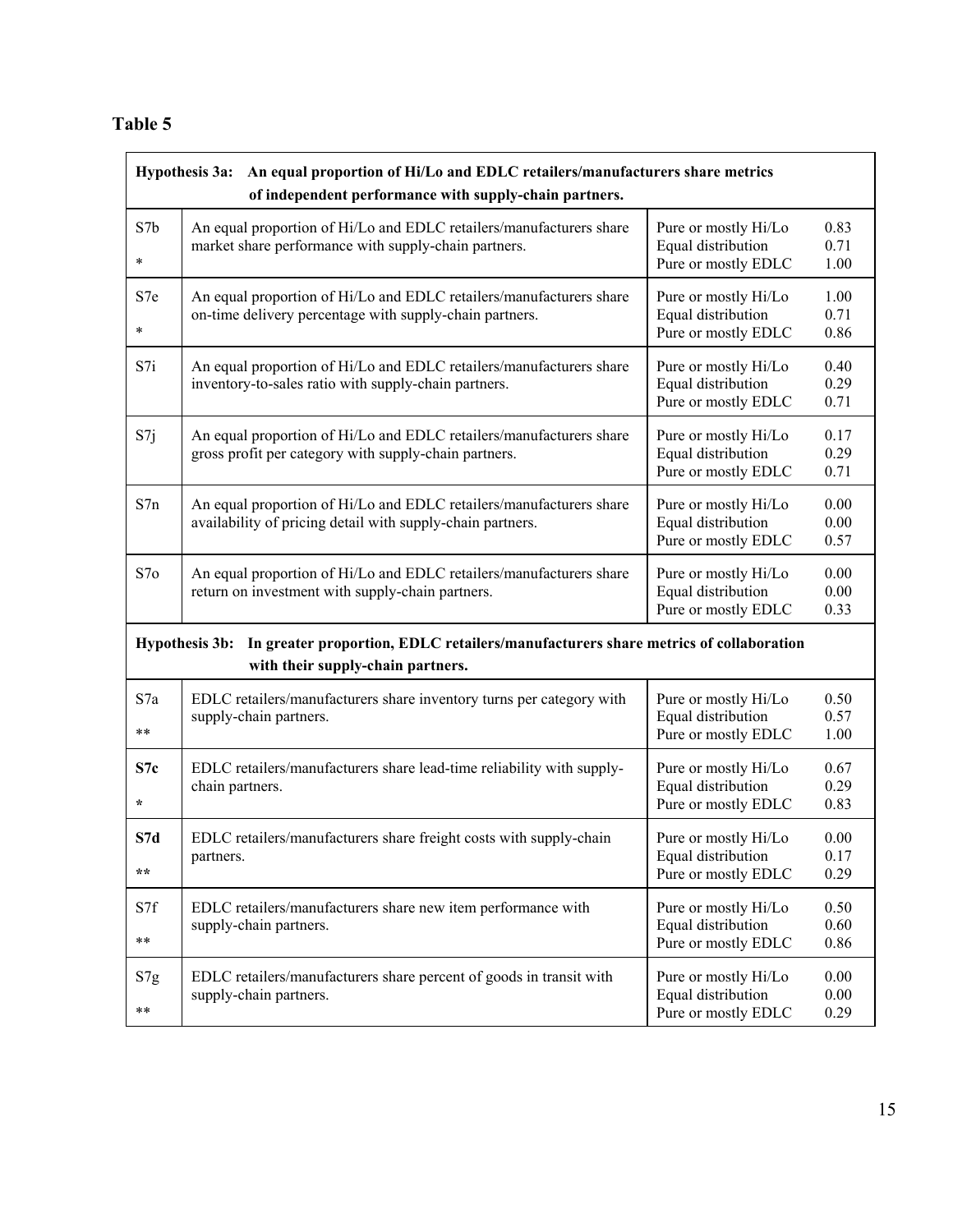# Table 5

| | | | |
|---|---|---|---|
| **Hypothesis 3a: An equal proportion of Hi/Lo and EDLC retailers/manufacturers share metrics of independent performance with supply-chain partners.** | | | |
| S7b<br>* | An equal proportion of Hi/Lo and EDLC retailers/manufacturers share market share performance with supply-chain partners. | Pure or mostly Hi/Lo<br>Equal distribution<br>Pure or mostly EDLC | 0.83<br>0.71<br>1.00 |
| S7e<br>* | An equal proportion of Hi/Lo and EDLC retailers/manufacturers share on-time delivery percentage with supply-chain partners. | Pure or mostly Hi/Lo<br>Equal distribution<br>Pure or mostly EDLC | 1.00<br>0.71<br>0.86 |
| S7i | An equal proportion of Hi/Lo and EDLC retailers/manufacturers share inventory-to-sales ratio with supply-chain partners. | Pure or mostly Hi/Lo<br>Equal distribution<br>Pure or mostly EDLC | 0.40<br>0.29<br>0.71 |
| S7j | An equal proportion of Hi/Lo and EDLC retailers/manufacturers share gross profit per category with supply-chain partners. | Pure or mostly Hi/Lo<br>Equal distribution<br>Pure or mostly EDLC | 0.17<br>0.29<br>0.71 |
| S7n | An equal proportion of Hi/Lo and EDLC retailers/manufacturers share availability of pricing detail with supply-chain partners. | Pure or mostly Hi/Lo<br>Equal distribution<br>Pure or mostly EDLC | 0.00<br>0.00<br>0.57 |
| S7o | An equal proportion of Hi/Lo and EDLC retailers/manufacturers share return on investment with supply-chain partners. | Pure or mostly Hi/Lo<br>Equal distribution<br>Pure or mostly EDLC | 0.00<br>0.00<br>0.33 |
| **Hypothesis 3b: In greater proportion, EDLC retailers/manufacturers share metrics of collaboration with their supply-chain partners.** | | | |
| S7a<br>** | EDLC retailers/manufacturers share inventory turns per category with supply-chain partners. | Pure or mostly Hi/Lo<br>Equal distribution<br>Pure or mostly EDLC | 0.50<br>0.57<br>1.00 |
| **S7c**<br>* | EDLC retailers/manufacturers share lead-time reliability with supply-chain partners. | Pure or mostly Hi/Lo<br>Equal distribution<br>Pure or mostly EDLC | 0.67<br>0.29<br>0.83 |
| **S7d**<br>** | EDLC retailers/manufacturers share freight costs with supply-chain partners. | Pure or mostly Hi/Lo<br>Equal distribution<br>Pure or mostly EDLC | 0.00<br>0.17<br>0.29 |
| S7f<br>** | EDLC retailers/manufacturers share new item performance with supply-chain partners. | Pure or mostly Hi/Lo<br>Equal distribution<br>Pure or mostly EDLC | 0.50<br>0.60<br>0.86 |
| S7g<br>** | EDLC retailers/manufacturers share percent of goods in transit with supply-chain partners. | Pure or mostly Hi/Lo<br>Equal distribution<br>Pure or mostly EDLC | 0.00<br>0.00<br>0.29 |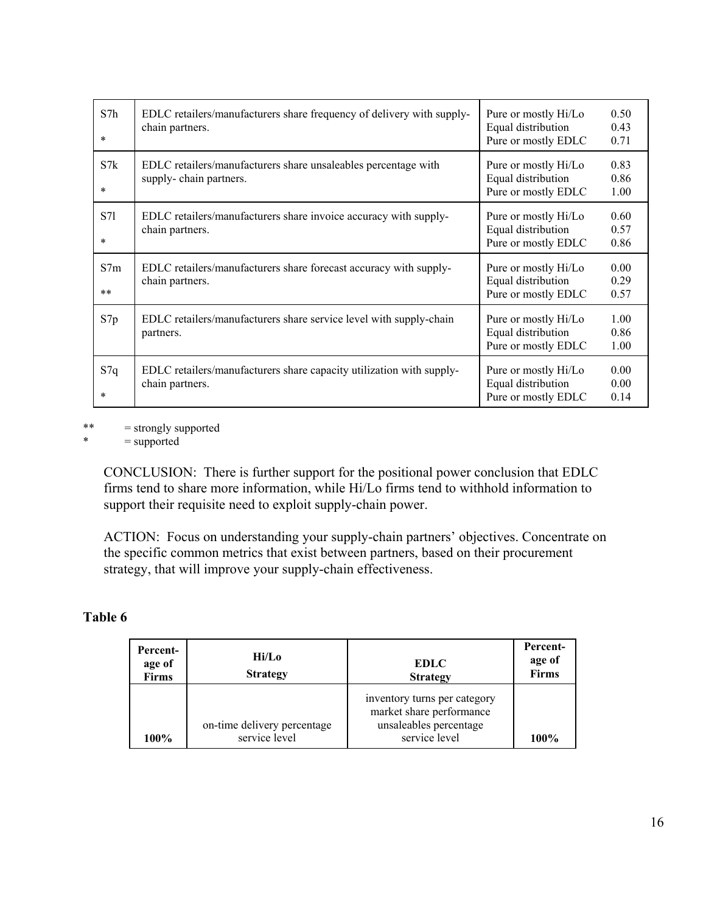| | | | |
|---|---|---|---|
| S7h<br><br>* | EDLC retailers/manufacturers share frequency of delivery with supply-chain partners. | Pure or mostly Hi/Lo<br>Equal distribution<br>Pure or mostly EDLC | 0.50<br>0.43<br>0.71 |
| S7k<br><br>* | EDLC retailers/manufacturers share unsaleables percentage with supply- chain partners. | Pure or mostly Hi/Lo<br>Equal distribution<br>Pure or mostly EDLC | 0.83<br>0.86<br>1.00 |
| S7l<br><br>* | EDLC retailers/manufacturers share invoice accuracy with supply-chain partners. | Pure or mostly Hi/Lo<br>Equal distribution<br>Pure or mostly EDLC | 0.60<br>0.57<br>0.86 |
| S7m<br><br>** | EDLC retailers/manufacturers share forecast accuracy with supply-chain partners. | Pure or mostly Hi/Lo<br>Equal distribution<br>Pure or mostly EDLC | 0.00<br>0.29<br>0.57 |
| S7p | EDLC retailers/manufacturers share service level with supply-chain partners. | Pure or mostly Hi/Lo<br>Equal distribution<br>Pure or mostly EDLC | 1.00<br>0.86<br>1.00 |
| S7q<br><br>* | EDLC retailers/manufacturers share capacity utilization with supply-chain partners. | Pure or mostly Hi/Lo<br>Equal distribution<br>Pure or mostly EDLC | 0.00<br>0.00<br>0.14 |

** = strongly supported
* = supported

CONCLUSION: There is further support for the positional power conclusion that EDLC firms tend to share more information, while Hi/Lo firms tend to withhold information to support their requisite need to exploit supply-chain power.

ACTION: Focus on understanding your supply-chain partners' objectives. Concentrate on the specific common metrics that exist between partners, based on their procurement strategy, that will improve your supply-chain effectiveness.

**Table 6**

| Percent-age of Firms | Hi/Lo Strategy | EDLC Strategy | Percent-age of Firms |
|---|---|---|---|
| **100%** | on-time delivery percentage<br>service level | inventory turns per category<br>market share performance<br>unsaleables percentage<br>service level | **100%** |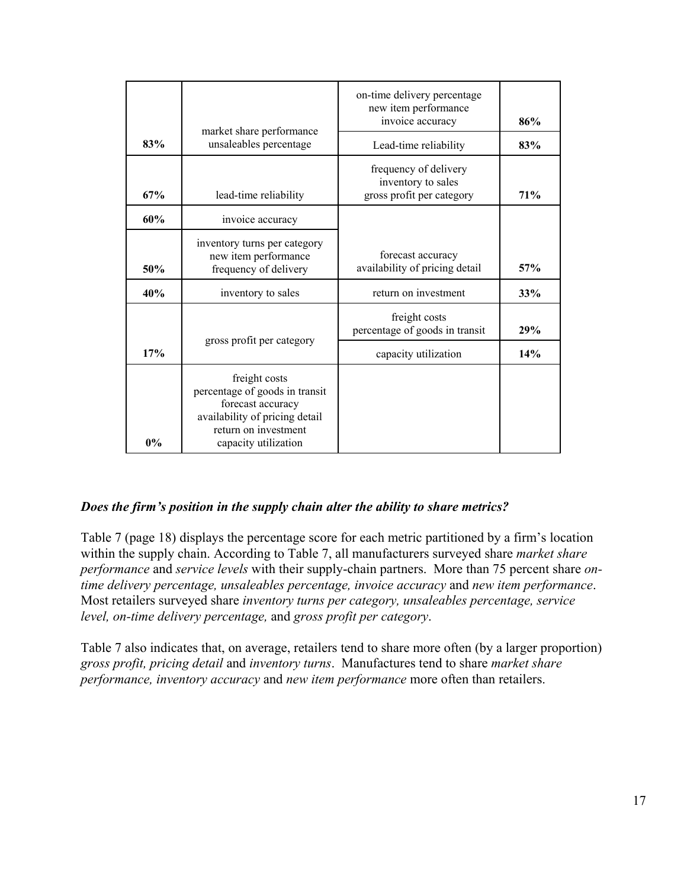| | | | |
|---|---|---|---|
| | | on-time delivery percentage<br>new item performance<br>invoice accuracy | 86% |
| 83% | market share performance<br>unsaleables percentage | Lead-time reliability | 83% |
| 67% | lead-time reliability | frequency of delivery<br>inventory to sales<br>gross profit per category | 71% |
| 60% | invoice accuracy | | |
| 50% | inventory turns per category<br>new item performance<br>frequency of delivery | forecast accuracy<br>availability of pricing detail | 57% |
| 40% | inventory to sales | return on investment | 33% |
| | | freight costs<br>percentage of goods in transit | 29% |
| 17% | gross profit per category | capacity utilization | 14% |
| 0% | freight costs<br>percentage of goods in transit<br>forecast accuracy<br>availability of pricing detail<br>return on investment<br>capacity utilization | | |

### *Does the firm's position in the supply chain alter the ability to share metrics?*

Table 7 (page 18) displays the percentage score for each metric partitioned by a firm's location within the supply chain. According to Table 7, all manufacturers surveyed share *market share performance* and *service levels* with their supply-chain partners. More than 75 percent share *on-time delivery percentage, unsaleables percentage, invoice accuracy* and *new item performance*. Most retailers surveyed share *inventory turns per category, unsaleables percentage, service level, on-time delivery percentage,* and *gross profit per category*.

Table 7 also indicates that, on average, retailers tend to share more often (by a larger proportion) *gross profit, pricing detail* and *inventory turns*. Manufactures tend to share *market share performance, inventory accuracy* and *new item performance* more often than retailers.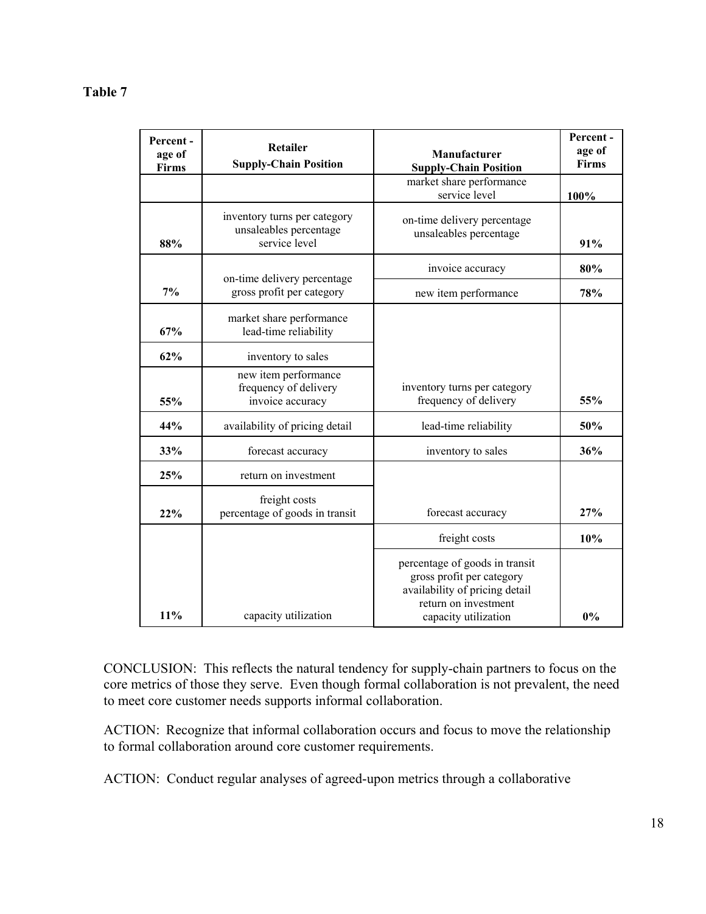**Table 7**

| Percent -age of Firms | Retailer Supply-Chain Position | Manufacturer Supply-Chain Position | Percent -age of Firms |
|---|---|---|---|
| | | market share performance<br>service level | 100% |
| 88% | inventory turns per category<br>unsaleables percentage<br>service level | on-time delivery percentage<br>unsaleables percentage | 91% |
| 7% | on-time delivery percentage<br>gross profit per category | invoice accuracy | 80% |
| | | new item performance | 78% |
| 67% | market share performance<br>lead-time reliability | | |
| 62% | inventory to sales | | |
| 55% | new item performance<br>frequency of delivery<br>invoice accuracy | inventory turns per category<br>frequency of delivery | 55% |
| 44% | availability of pricing detail | lead-time reliability | 50% |
| 33% | forecast accuracy | inventory to sales | 36% |
| 25% | return on investment | | |
| 22% | freight costs<br>percentage of goods in transit | forecast accuracy | 27% |
| | | freight costs | 10% |
| 11% | capacity utilization | percentage of goods in transit<br>gross profit per category<br>availability of pricing detail<br>return on investment<br>capacity utilization | 0% |

CONCLUSION: This reflects the natural tendency for supply-chain partners to focus on the core metrics of those they serve. Even though formal collaboration is not prevalent, the need to meet core customer needs supports informal collaboration.

ACTION: Recognize that informal collaboration occurs and focus to move the relationship to formal collaboration around core customer requirements.

ACTION: Conduct regular analyses of agreed-upon metrics through a collaborative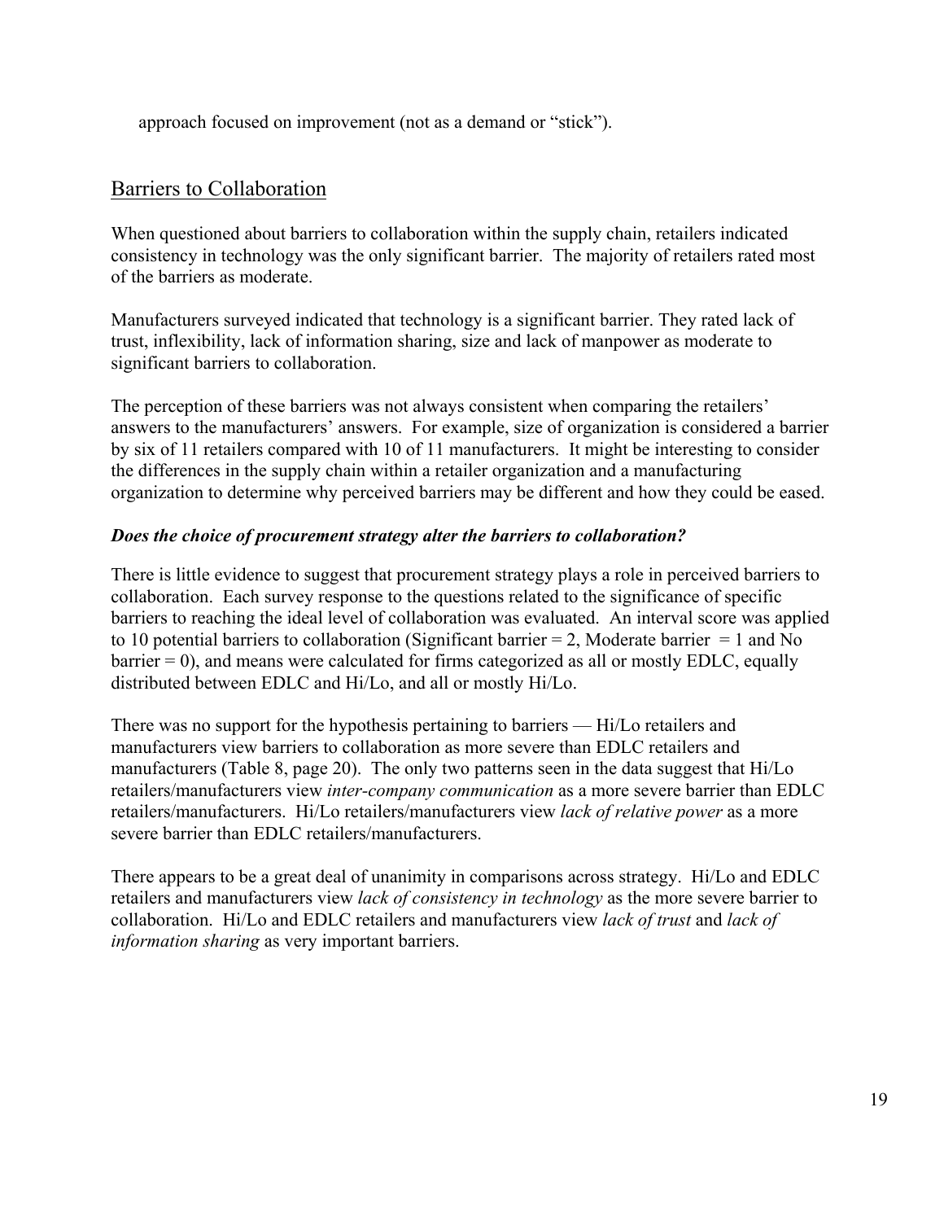approach focused on improvement (not as a demand or "stick").

## Barriers to Collaboration

When questioned about barriers to collaboration within the supply chain, retailers indicated consistency in technology was the only significant barrier. The majority of retailers rated most of the barriers as moderate.

Manufacturers surveyed indicated that technology is a significant barrier. They rated lack of trust, inflexibility, lack of information sharing, size and lack of manpower as moderate to significant barriers to collaboration.

The perception of these barriers was not always consistent when comparing the retailers' answers to the manufacturers' answers. For example, size of organization is considered a barrier by six of 11 retailers compared with 10 of 11 manufacturers. It might be interesting to consider the differences in the supply chain within a retailer organization and a manufacturing organization to determine why perceived barriers may be different and how they could be eased.

### *Does the choice of procurement strategy alter the barriers to collaboration?*

There is little evidence to suggest that procurement strategy plays a role in perceived barriers to collaboration. Each survey response to the questions related to the significance of specific barriers to reaching the ideal level of collaboration was evaluated. An interval score was applied to 10 potential barriers to collaboration (Significant barrier = 2, Moderate barrier = 1 and No barrier = 0), and means were calculated for firms categorized as all or mostly EDLC, equally distributed between EDLC and Hi/Lo, and all or mostly Hi/Lo.

There was no support for the hypothesis pertaining to barriers — Hi/Lo retailers and manufacturers view barriers to collaboration as more severe than EDLC retailers and manufacturers (Table 8, page 20). The only two patterns seen in the data suggest that Hi/Lo retailers/manufacturers view *inter-company communication* as a more severe barrier than EDLC retailers/manufacturers. Hi/Lo retailers/manufacturers view *lack of relative power* as a more severe barrier than EDLC retailers/manufacturers.

There appears to be a great deal of unanimity in comparisons across strategy. Hi/Lo and EDLC retailers and manufacturers view *lack of consistency in technology* as the more severe barrier to collaboration. Hi/Lo and EDLC retailers and manufacturers view *lack of trust* and *lack of information sharing* as very important barriers.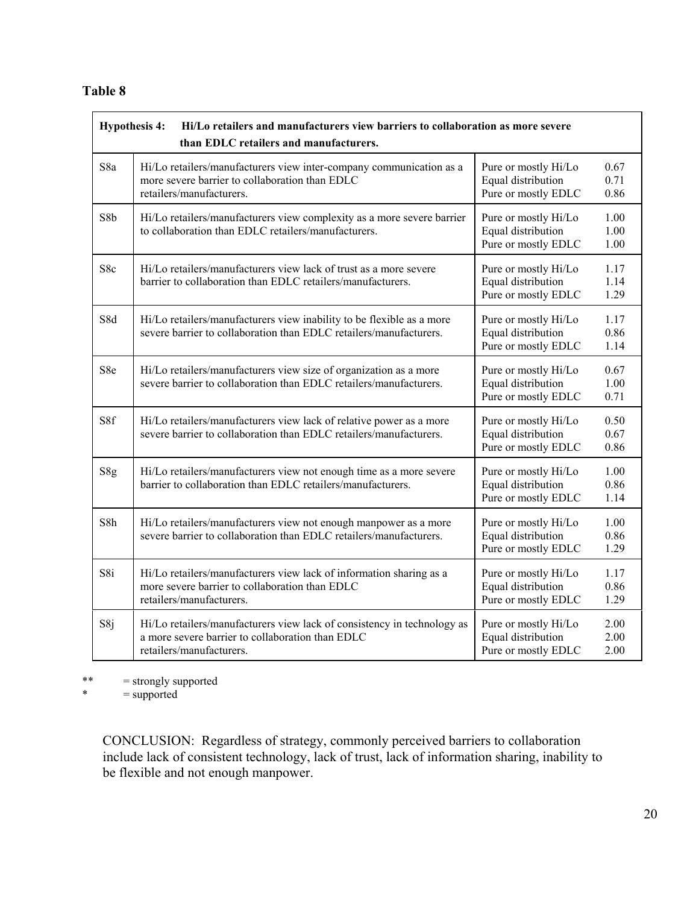**Table 8**

| | **Hypothesis 4: Hi/Lo retailers and manufacturers view barriers to collaboration as more severe than EDLC retailers and manufacturers.** | | |
|---|---|---|---|
| S8a | Hi/Lo retailers/manufacturers view inter-company communication as a more severe barrier to collaboration than EDLC retailers/manufacturers. | Pure or mostly Hi/Lo<br>Equal distribution<br>Pure or mostly EDLC | 0.67<br>0.71<br>0.86 |
| S8b | Hi/Lo retailers/manufacturers view complexity as a more severe barrier to collaboration than EDLC retailers/manufacturers. | Pure or mostly Hi/Lo<br>Equal distribution<br>Pure or mostly EDLC | 1.00<br>1.00<br>1.00 |
| S8c | Hi/Lo retailers/manufacturers view lack of trust as a more severe barrier to collaboration than EDLC retailers/manufacturers. | Pure or mostly Hi/Lo<br>Equal distribution<br>Pure or mostly EDLC | 1.17<br>1.14<br>1.29 |
| S8d | Hi/Lo retailers/manufacturers view inability to be flexible as a more severe barrier to collaboration than EDLC retailers/manufacturers. | Pure or mostly Hi/Lo<br>Equal distribution<br>Pure or mostly EDLC | 1.17<br>0.86<br>1.14 |
| S8e | Hi/Lo retailers/manufacturers view size of organization as a more severe barrier to collaboration than EDLC retailers/manufacturers. | Pure or mostly Hi/Lo<br>Equal distribution<br>Pure or mostly EDLC | 0.67<br>1.00<br>0.71 |
| S8f | Hi/Lo retailers/manufacturers view lack of relative power as a more severe barrier to collaboration than EDLC retailers/manufacturers. | Pure or mostly Hi/Lo<br>Equal distribution<br>Pure or mostly EDLC | 0.50<br>0.67<br>0.86 |
| S8g | Hi/Lo retailers/manufacturers view not enough time as a more severe barrier to collaboration than EDLC retailers/manufacturers. | Pure or mostly Hi/Lo<br>Equal distribution<br>Pure or mostly EDLC | 1.00<br>0.86<br>1.14 |
| S8h | Hi/Lo retailers/manufacturers view not enough manpower as a more severe barrier to collaboration than EDLC retailers/manufacturers. | Pure or mostly Hi/Lo<br>Equal distribution<br>Pure or mostly EDLC | 1.00<br>0.86<br>1.29 |
| S8i | Hi/Lo retailers/manufacturers view lack of information sharing as a more severe barrier to collaboration than EDLC retailers/manufacturers. | Pure or mostly Hi/Lo<br>Equal distribution<br>Pure or mostly EDLC | 1.17<br>0.86<br>1.29 |
| S8j | Hi/Lo retailers/manufacturers view lack of consistency in technology as a more severe barrier to collaboration than EDLC retailers/manufacturers. | Pure or mostly Hi/Lo<br>Equal distribution<br>Pure or mostly EDLC | 2.00<br>2.00<br>2.00 |

** = strongly supported
* = supported

CONCLUSION: Regardless of strategy, commonly perceived barriers to collaboration include lack of consistent technology, lack of trust, lack of information sharing, inability to be flexible and not enough manpower.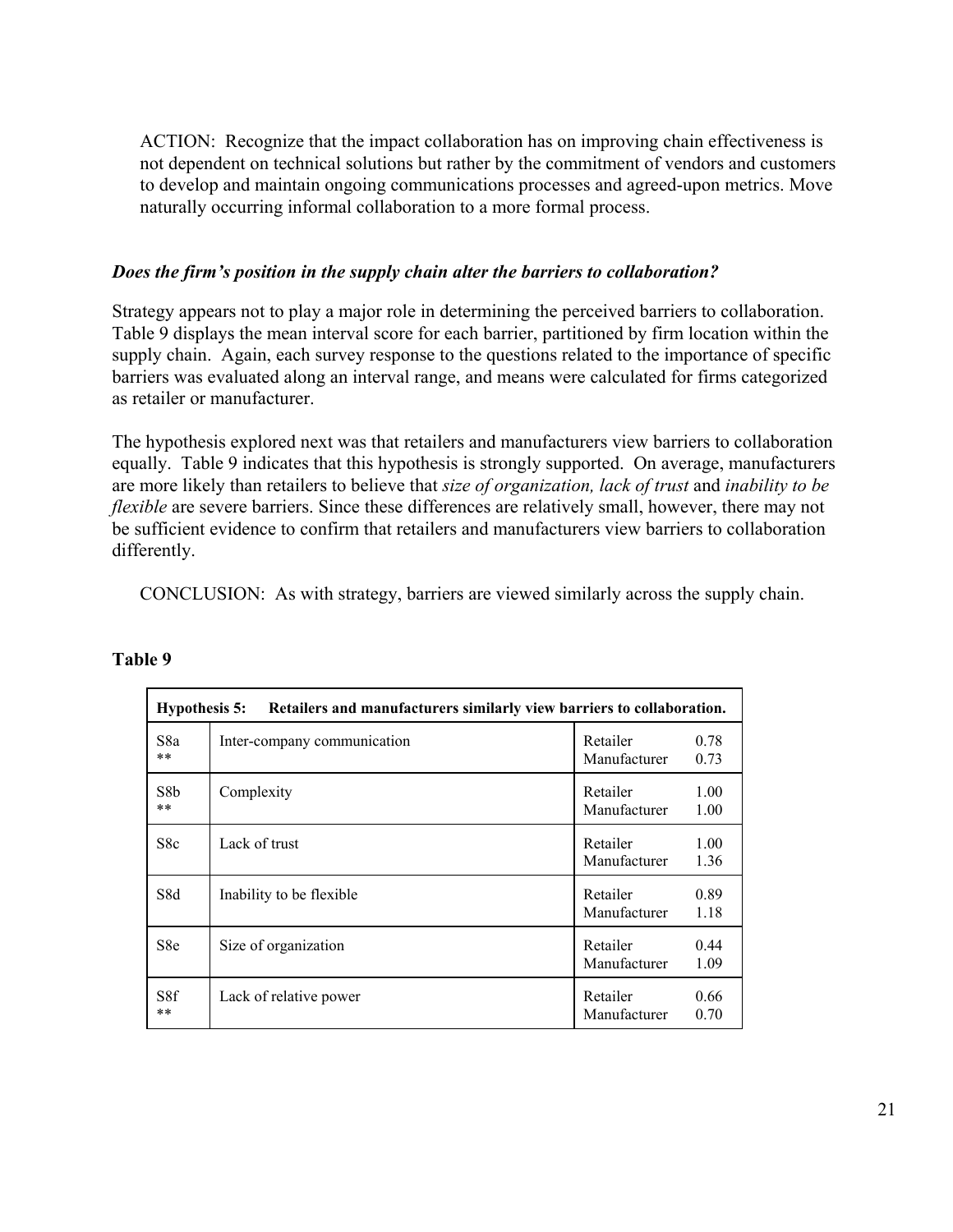ACTION: Recognize that the impact collaboration has on improving chain effectiveness is not dependent on technical solutions but rather by the commitment of vendors and customers to develop and maintain ongoing communications processes and agreed-upon metrics. Move naturally occurring informal collaboration to a more formal process.

### *Does the firm's position in the supply chain alter the barriers to collaboration?*

Strategy appears not to play a major role in determining the perceived barriers to collaboration. Table 9 displays the mean interval score for each barrier, partitioned by firm location within the supply chain. Again, each survey response to the questions related to the importance of specific barriers was evaluated along an interval range, and means were calculated for firms categorized as retailer or manufacturer.

The hypothesis explored next was that retailers and manufacturers view barriers to collaboration equally. Table 9 indicates that this hypothesis is strongly supported. On average, manufacturers are more likely than retailers to believe that *size of organization, lack of trust* and *inability to be flexible* are severe barriers. Since these differences are relatively small, however, there may not be sufficient evidence to confirm that retailers and manufacturers view barriers to collaboration differently.

CONCLUSION: As with strategy, barriers are viewed similarly across the supply chain.

**Table 9**

| **Hypothesis 5: Retailers and manufacturers similarly view barriers to collaboration.** | | | |
|---|---|---|---|
| S8a ** | Inter-company communication | Retailer<br>Manufacturer | 0.78<br>0.73 |
| S8b ** | Complexity | Retailer<br>Manufacturer | 1.00<br>1.00 |
| S8c | Lack of trust | Retailer<br>Manufacturer | 1.00<br>1.36 |
| S8d | Inability to be flexible | Retailer<br>Manufacturer | 0.89<br>1.18 |
| S8e | Size of organization | Retailer<br>Manufacturer | 0.44<br>1.09 |
| S8f ** | Lack of relative power | Retailer<br>Manufacturer | 0.66<br>0.70 |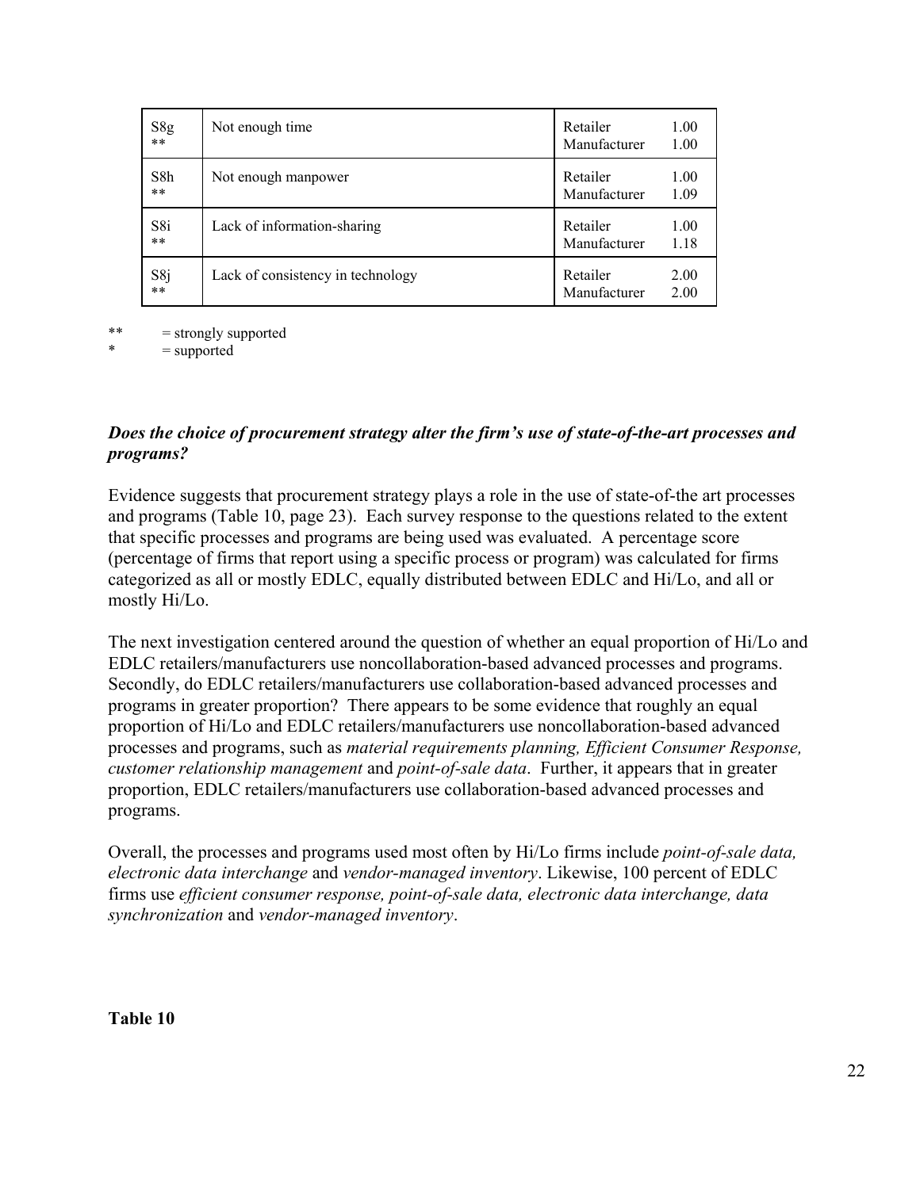| | | | |
|---|---|---|---|
| S8g ** | Not enough time | Retailer<br>Manufacturer | 1.00<br>1.00 |
| S8h ** | Not enough manpower | Retailer<br>Manufacturer | 1.00<br>1.09 |
| S8i ** | Lack of information-sharing | Retailer<br>Manufacturer | 1.00<br>1.18 |
| S8j ** | Lack of consistency in technology | Retailer<br>Manufacturer | 2.00<br>2.00 |

** = strongly supported
* = supported

***Does the choice of procurement strategy alter the firm's use of state-of-the-art processes and programs?***

Evidence suggests that procurement strategy plays a role in the use of state-of-the art processes and programs (Table 10, page 23). Each survey response to the questions related to the extent that specific processes and programs are being used was evaluated. A percentage score (percentage of firms that report using a specific process or program) was calculated for firms categorized as all or mostly EDLC, equally distributed between EDLC and Hi/Lo, and all or mostly Hi/Lo.

The next investigation centered around the question of whether an equal proportion of Hi/Lo and EDLC retailers/manufacturers use noncollaboration-based advanced processes and programs. Secondly, do EDLC retailers/manufacturers use collaboration-based advanced processes and programs in greater proportion? There appears to be some evidence that roughly an equal proportion of Hi/Lo and EDLC retailers/manufacturers use noncollaboration-based advanced processes and programs, such as *material requirements planning, Efficient Consumer Response, customer relationship management* and *point-of-sale data*. Further, it appears that in greater proportion, EDLC retailers/manufacturers use collaboration-based advanced processes and programs.

Overall, the processes and programs used most often by Hi/Lo firms include *point-of-sale data, electronic data interchange* and *vendor-managed inventory*. Likewise, 100 percent of EDLC firms use *efficient consumer response, point-of-sale data, electronic data interchange, data synchronization* and *vendor-managed inventory*.

**Table 10**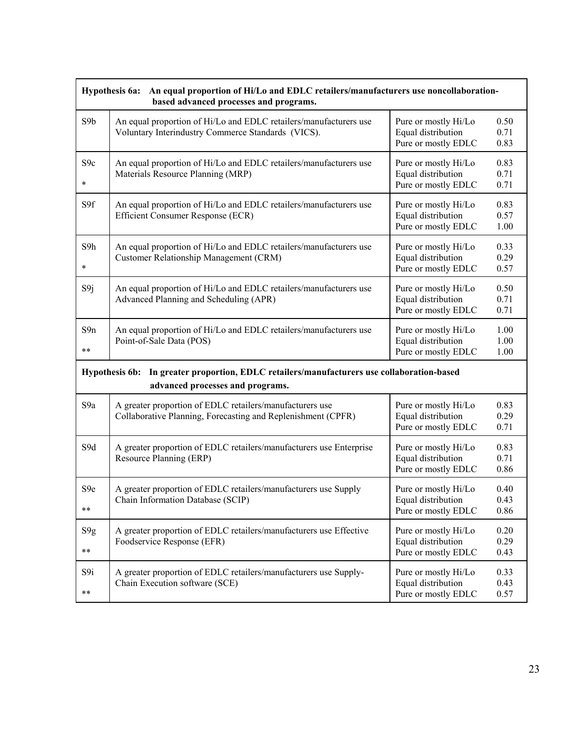| Hypothesis 6a: An equal proportion of Hi/Lo and EDLC retailers/manufacturers use noncollaboration-based advanced processes and programs. | | | |
|---|---|---|---|
| S9b | An equal proportion of Hi/Lo and EDLC retailers/manufacturers use Voluntary Interindustry Commerce Standards (VICS). | Pure or mostly Hi/Lo<br>Equal distribution<br>Pure or mostly EDLC | 0.50<br>0.71<br>0.83 |
| S9c<br>* | An equal proportion of Hi/Lo and EDLC retailers/manufacturers use Materials Resource Planning (MRP) | Pure or mostly Hi/Lo<br>Equal distribution<br>Pure or mostly EDLC | 0.83<br>0.71<br>0.71 |
| S9f | An equal proportion of Hi/Lo and EDLC retailers/manufacturers use Efficient Consumer Response (ECR) | Pure or mostly Hi/Lo<br>Equal distribution<br>Pure or mostly EDLC | 0.83<br>0.57<br>1.00 |
| S9h<br>* | An equal proportion of Hi/Lo and EDLC retailers/manufacturers use Customer Relationship Management (CRM) | Pure or mostly Hi/Lo<br>Equal distribution<br>Pure or mostly EDLC | 0.33<br>0.29<br>0.57 |
| S9j | An equal proportion of Hi/Lo and EDLC retailers/manufacturers use Advanced Planning and Scheduling (APR) | Pure or mostly Hi/Lo<br>Equal distribution<br>Pure or mostly EDLC | 0.50<br>0.71<br>0.71 |
| S9n<br>** | An equal proportion of Hi/Lo and EDLC retailers/manufacturers use Point-of-Sale Data (POS) | Pure or mostly Hi/Lo<br>Equal distribution<br>Pure or mostly EDLC | 1.00<br>1.00<br>1.00 |
| **Hypothesis 6b: In greater proportion, EDLC retailers/manufacturers use collaboration-based advanced processes and programs.** | | | |
| S9a | A greater proportion of EDLC retailers/manufacturers use Collaborative Planning, Forecasting and Replenishment (CPFR) | Pure or mostly Hi/Lo<br>Equal distribution<br>Pure or mostly EDLC | 0.83<br>0.29<br>0.71 |
| S9d | A greater proportion of EDLC retailers/manufacturers use Enterprise Resource Planning (ERP) | Pure or mostly Hi/Lo<br>Equal distribution<br>Pure or mostly EDLC | 0.83<br>0.71<br>0.86 |
| S9e<br>** | A greater proportion of EDLC retailers/manufacturers use Supply Chain Information Database (SCIP) | Pure or mostly Hi/Lo<br>Equal distribution<br>Pure or mostly EDLC | 0.40<br>0.43<br>0.86 |
| S9g<br>** | A greater proportion of EDLC retailers/manufacturers use Effective Foodservice Response (EFR) | Pure or mostly Hi/Lo<br>Equal distribution<br>Pure or mostly EDLC | 0.20<br>0.29<br>0.43 |
| S9i<br>** | A greater proportion of EDLC retailers/manufacturers use Supply-Chain Execution software (SCE) | Pure or mostly Hi/Lo<br>Equal distribution<br>Pure or mostly EDLC | 0.33<br>0.43<br>0.57 |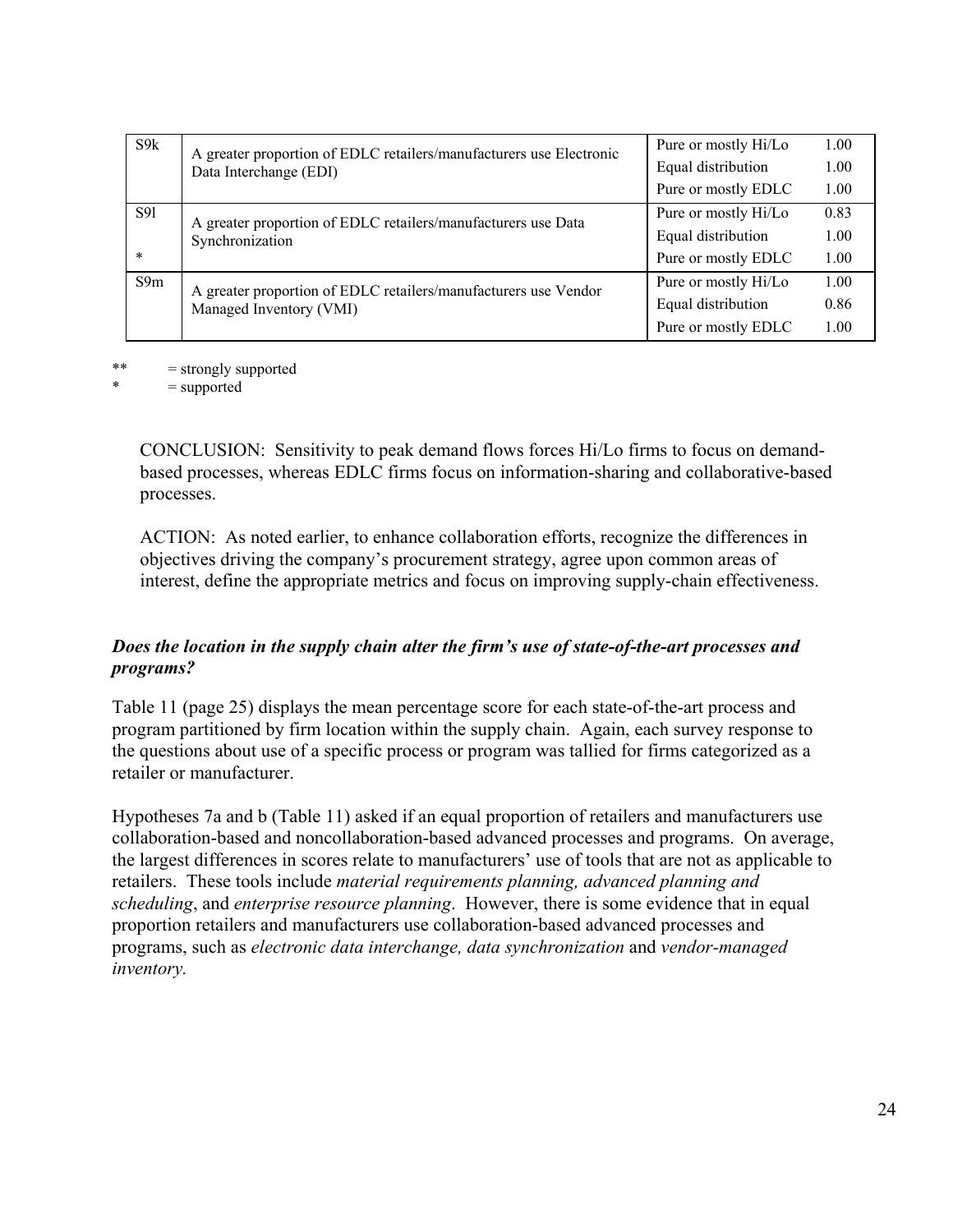| | | | |
|---|---|---|---|
| S9k | A greater proportion of EDLC retailers/manufacturers use Electronic Data Interchange (EDI) | Pure or mostly Hi/Lo | 1.00 |
| | | Equal distribution | 1.00 |
| | | Pure or mostly EDLC | 1.00 |
| S9l * | A greater proportion of EDLC retailers/manufacturers use Data Synchronization | Pure or mostly Hi/Lo | 0.83 |
| | | Equal distribution | 1.00 |
| | | Pure or mostly EDLC | 1.00 |
| S9m | A greater proportion of EDLC retailers/manufacturers use Vendor Managed Inventory (VMI) | Pure or mostly Hi/Lo | 1.00 |
| | | Equal distribution | 0.86 |
| | | Pure or mostly EDLC | 1.00 |

** = strongly supported
* = supported

CONCLUSION: Sensitivity to peak demand flows forces Hi/Lo firms to focus on demand-based processes, whereas EDLC firms focus on information-sharing and collaborative-based processes.

ACTION: As noted earlier, to enhance collaboration efforts, recognize the differences in objectives driving the company's procurement strategy, agree upon common areas of interest, define the appropriate metrics and focus on improving supply-chain effectiveness.

***Does the location in the supply chain alter the firm's use of state-of-the-art processes and programs?***

Table 11 (page 25) displays the mean percentage score for each state-of-the-art process and program partitioned by firm location within the supply chain. Again, each survey response to the questions about use of a specific process or program was tallied for firms categorized as a retailer or manufacturer.

Hypotheses 7a and b (Table 11) asked if an equal proportion of retailers and manufacturers use collaboration-based and noncollaboration-based advanced processes and programs. On average, the largest differences in scores relate to manufacturers' use of tools that are not as applicable to retailers. These tools include *material requirements planning, advanced planning and scheduling*, and *enterprise resource planning*. However, there is some evidence that in equal proportion retailers and manufacturers use collaboration-based advanced processes and programs, such as *electronic data interchange, data synchronization* and *vendor-managed inventory.*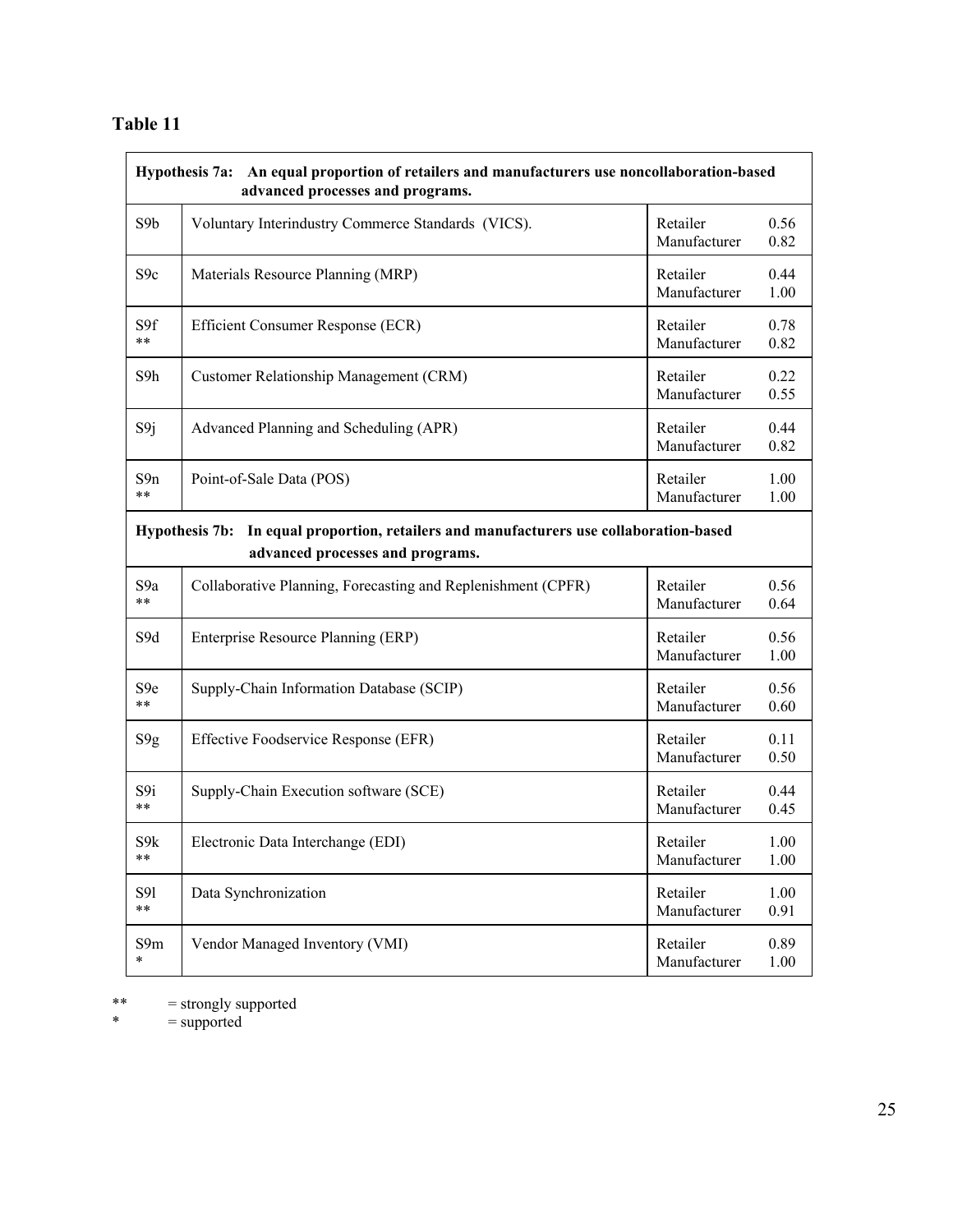## Table 11

| | | | |
|---|---|---|---|
| **Hypothesis 7a: An equal proportion of retailers and manufacturers use noncollaboration-based advanced processes and programs.** | | | |
| S9b | Voluntary Interindustry Commerce Standards (VICS). | Retailer<br>Manufacturer | 0.56<br>0.82 |
| S9c | Materials Resource Planning (MRP) | Retailer<br>Manufacturer | 0.44<br>1.00 |
| S9f<br>** | Efficient Consumer Response (ECR) | Retailer<br>Manufacturer | 0.78<br>0.82 |
| S9h | Customer Relationship Management (CRM) | Retailer<br>Manufacturer | 0.22<br>0.55 |
| S9j | Advanced Planning and Scheduling (APR) | Retailer<br>Manufacturer | 0.44<br>0.82 |
| S9n<br>** | Point-of-Sale Data (POS) | Retailer<br>Manufacturer | 1.00<br>1.00 |
| **Hypothesis 7b: In equal proportion, retailers and manufacturers use collaboration-based advanced processes and programs.** | | | |
| S9a<br>** | Collaborative Planning, Forecasting and Replenishment (CPFR) | Retailer<br>Manufacturer | 0.56<br>0.64 |
| S9d | Enterprise Resource Planning (ERP) | Retailer<br>Manufacturer | 0.56<br>1.00 |
| S9e<br>** | Supply-Chain Information Database (SCIP) | Retailer<br>Manufacturer | 0.56<br>0.60 |
| S9g | Effective Foodservice Response (EFR) | Retailer<br>Manufacturer | 0.11<br>0.50 |
| S9i<br>** | Supply-Chain Execution software (SCE) | Retailer<br>Manufacturer | 0.44<br>0.45 |
| S9k<br>** | Electronic Data Interchange (EDI) | Retailer<br>Manufacturer | 1.00<br>1.00 |
| S9l<br>** | Data Synchronization | Retailer<br>Manufacturer | 1.00<br>0.91 |
| S9m<br>* | Vendor Managed Inventory (VMI) | Retailer<br>Manufacturer | 0.89<br>1.00 |

** = strongly supported
* = supported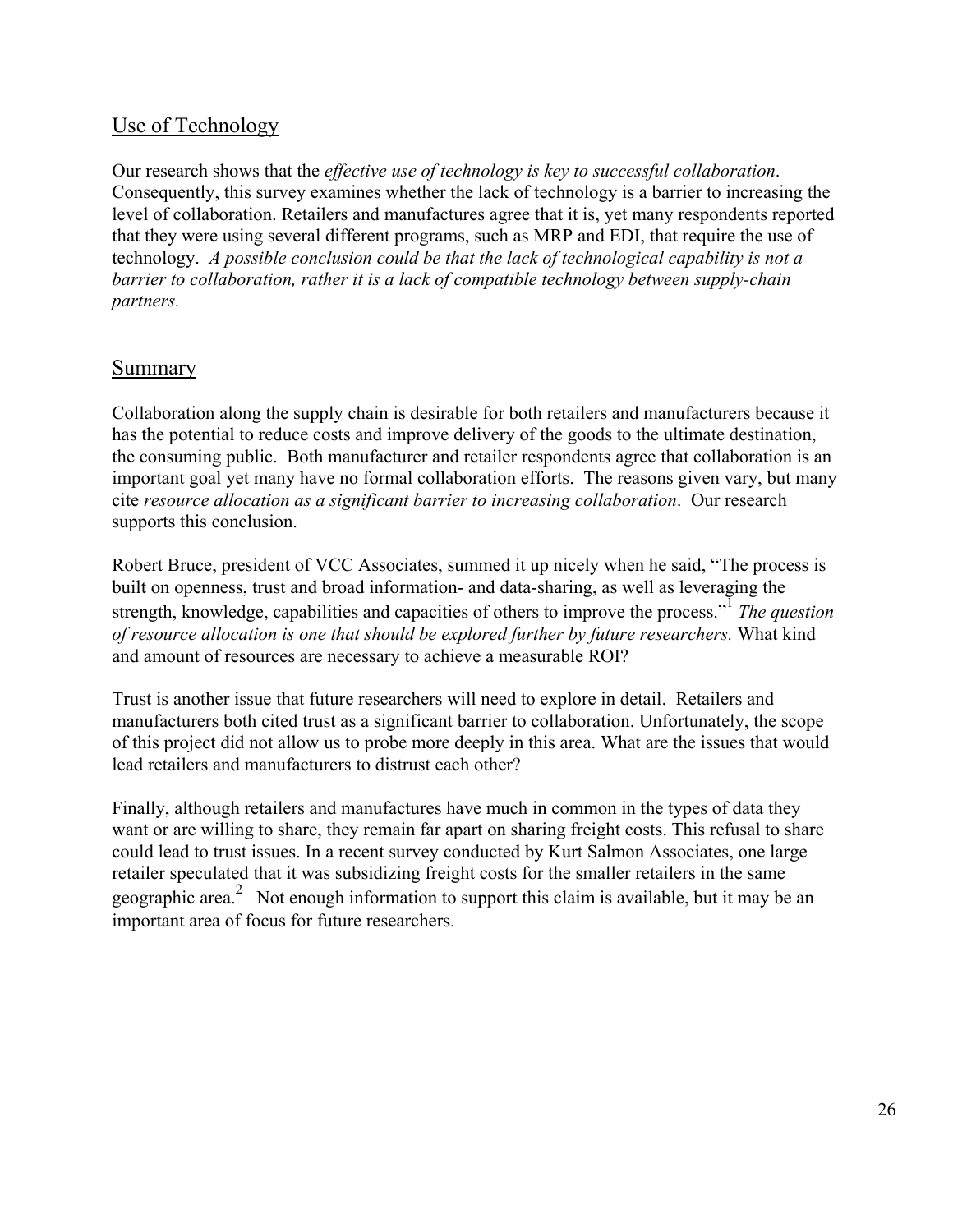## Use of Technology

Our research shows that the *effective use of technology is key to successful collaboration*. Consequently, this survey examines whether the lack of technology is a barrier to increasing the level of collaboration. Retailers and manufactures agree that it is, yet many respondents reported that they were using several different programs, such as MRP and EDI, that require the use of technology. *A possible conclusion could be that the lack of technological capability is not a barrier to collaboration, rather it is a lack of compatible technology between supply-chain partners.*

## Summary

Collaboration along the supply chain is desirable for both retailers and manufacturers because it has the potential to reduce costs and improve delivery of the goods to the ultimate destination, the consuming public. Both manufacturer and retailer respondents agree that collaboration is an important goal yet many have no formal collaboration efforts. The reasons given vary, but many cite *resource allocation as a significant barrier to increasing collaboration*. Our research supports this conclusion.

Robert Bruce, president of VCC Associates, summed it up nicely when he said, "The process is built on openness, trust and broad information- and data-sharing, as well as leveraging the strength, knowledge, capabilities and capacities of others to improve the process."[1] *The question of resource allocation is one that should be explored further by future researchers.* What kind and amount of resources are necessary to achieve a measurable ROI?

Trust is another issue that future researchers will need to explore in detail. Retailers and manufacturers both cited trust as a significant barrier to collaboration. Unfortunately, the scope of this project did not allow us to probe more deeply in this area. What are the issues that would lead retailers and manufacturers to distrust each other?

Finally, although retailers and manufactures have much in common in the types of data they want or are willing to share, they remain far apart on sharing freight costs. This refusal to share could lead to trust issues. In a recent survey conducted by Kurt Salmon Associates, one large retailer speculated that it was subsidizing freight costs for the smaller retailers in the same geographic area.[2] Not enough information to support this claim is available, but it may be an important area of focus for future researchers.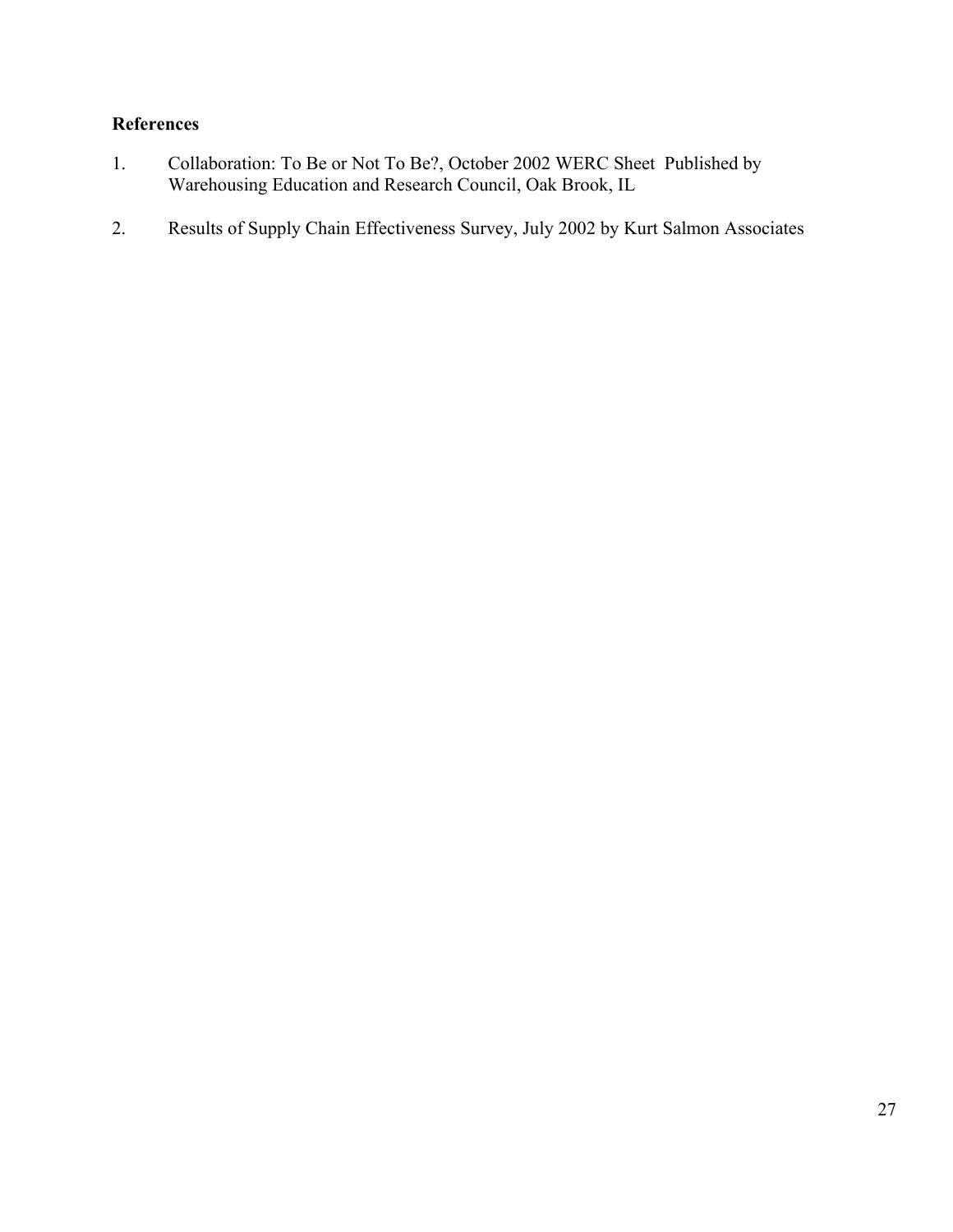**References**

1. Collaboration: To Be or Not To Be?, October 2002 WERC Sheet Published by Warehousing Education and Research Council, Oak Brook, IL

2. Results of Supply Chain Effectiveness Survey, July 2002 by Kurt Salmon Associates